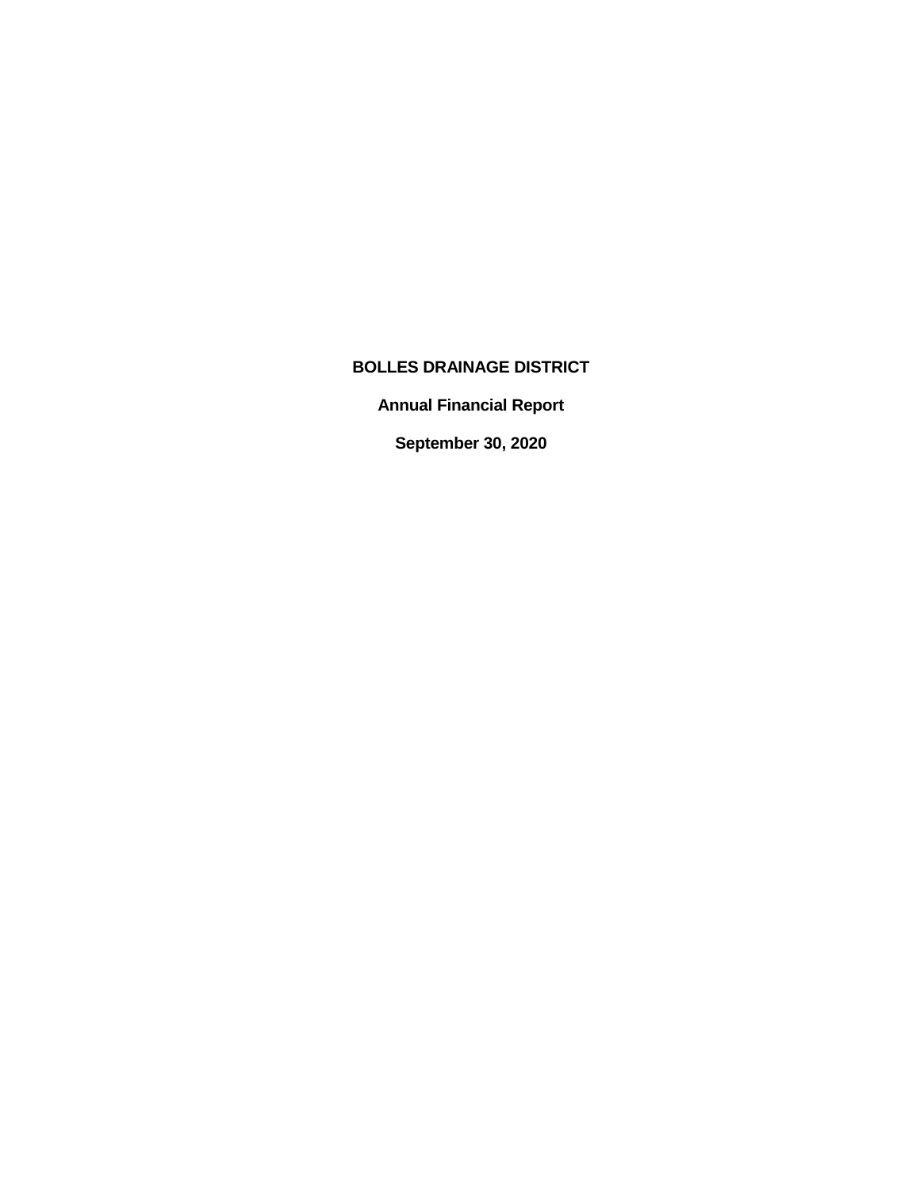# BOLLES DRAINAGE DISTRICT

## Annual Financial Report

## September 30, 2020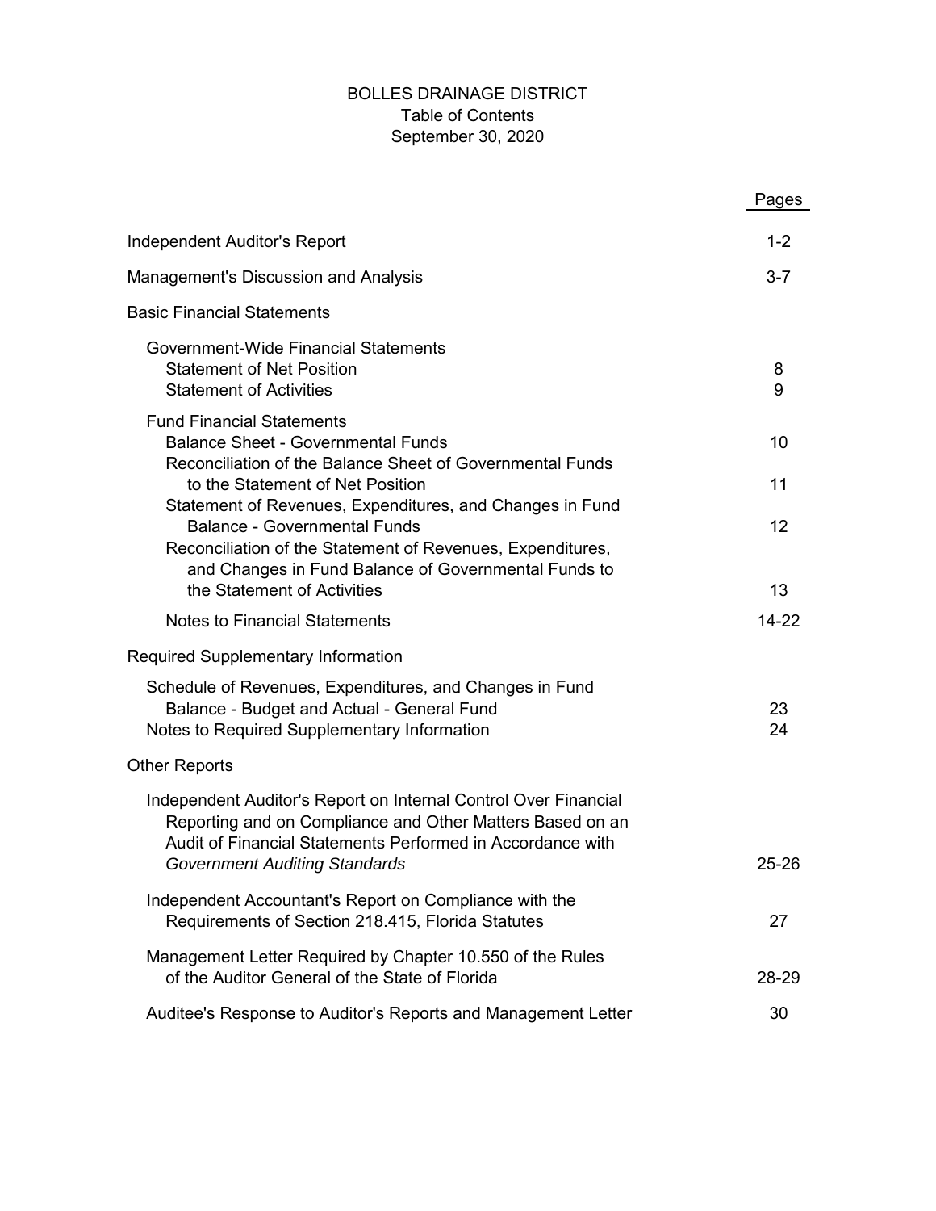# BOLLES DRAINAGE DISTRICT

## Table of Contents

## September 30, 2020

| | Pages |
|---|---|
| Independent Auditor's Report | 1-2 |
| Management's Discussion and Analysis | 3-7 |
| Basic Financial Statements | |
| Government-Wide Financial Statements | |
| Statement of Net Position | 8 |
| Statement of Activities | 9 |
| Fund Financial Statements | |
| Balance Sheet - Governmental Funds | 10 |
| Reconciliation of the Balance Sheet of Governmental Funds to the Statement of Net Position | 11 |
| Statement of Revenues, Expenditures, and Changes in Fund Balance - Governmental Funds | 12 |
| Reconciliation of the Statement of Revenues, Expenditures, and Changes in Fund Balance of Governmental Funds to the Statement of Activities | 13 |
| Notes to Financial Statements | 14-22 |
| Required Supplementary Information | |
| Schedule of Revenues, Expenditures, and Changes in Fund Balance - Budget and Actual - General Fund | 23 |
| Notes to Required Supplementary Information | 24 |
| Other Reports | |
| Independent Auditor's Report on Internal Control Over Financial Reporting and on Compliance and Other Matters Based on an Audit of Financial Statements Performed in Accordance with *Government Auditing Standards* | 25-26 |
| Independent Accountant's Report on Compliance with the Requirements of Section 218.415, Florida Statutes | 27 |
| Management Letter Required by Chapter 10.550 of the Rules of the Auditor General of the State of Florida | 28-29 |
| Auditee's Response to Auditor's Reports and Management Letter | 30 |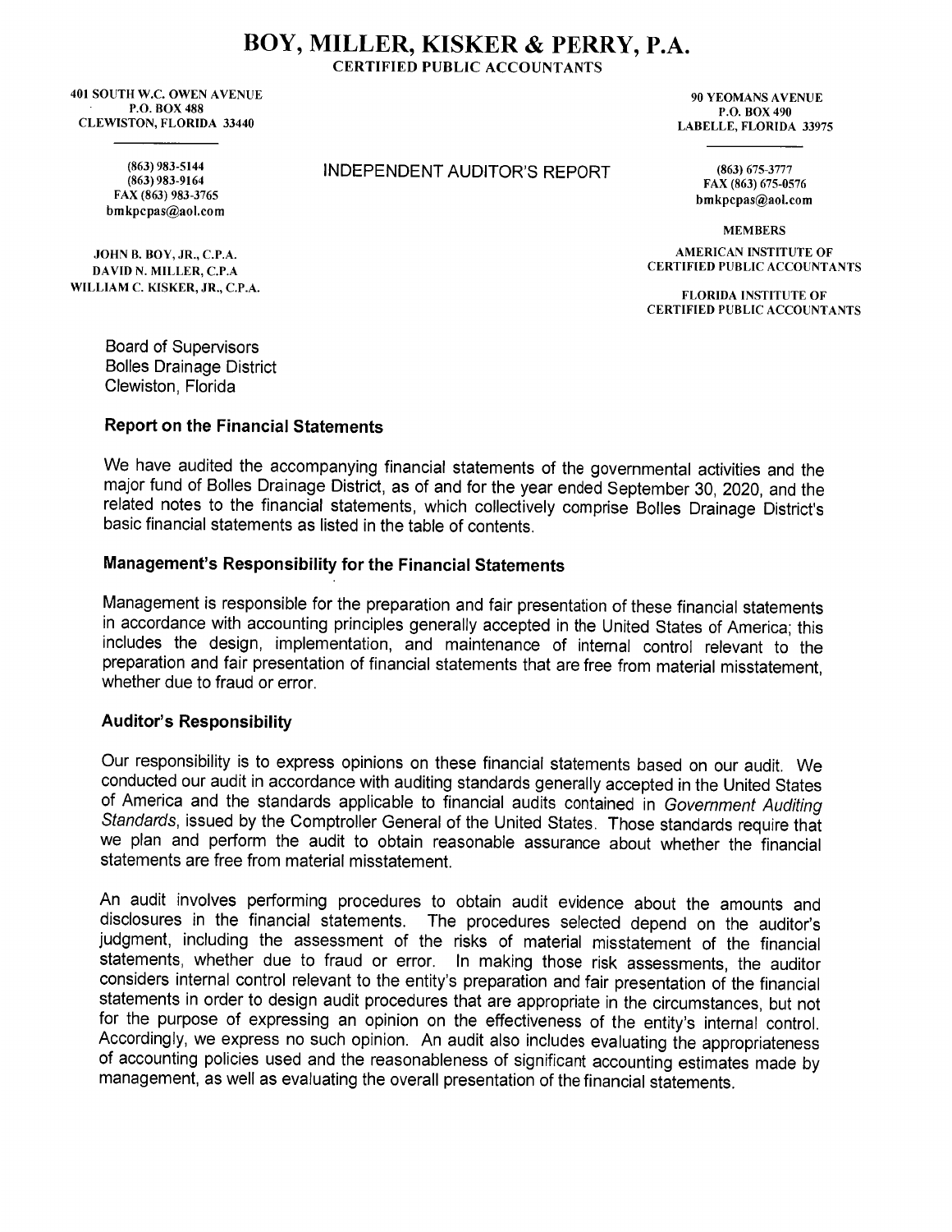# BOY, MILLER, KISKER & PERRY, P.A.

CERTIFIED PUBLIC ACCOUNTANTS

401 SOUTH W.C. OWEN AVENUE
P.O. BOX 488
CLEWISTON, FLORIDA 33440

(863) 983-5144
(863) 983-9164
FAX (863) 983-3765
bmkpcpas@aol.com

JOHN B. BOY, JR., C.P.A.
DAVID N. MILLER, C.P.A
WILLIAM C. KISKER, JR., C.P.A.

90 YEOMANS AVENUE
P.O. BOX 490
LABELLE, FLORIDA 33975

(863) 675-3777
FAX (863) 675-0576
bmkpcpas@aol.com

MEMBERS

AMERICAN INSTITUTE OF CERTIFIED PUBLIC ACCOUNTANTS

FLORIDA INSTITUTE OF CERTIFIED PUBLIC ACCOUNTANTS

## INDEPENDENT AUDITOR'S REPORT

Board of Supervisors
Bolles Drainage District
Clewiston, Florida

### Report on the Financial Statements

We have audited the accompanying financial statements of the governmental activities and the major fund of Bolles Drainage District, as of and for the year ended September 30, 2020, and the related notes to the financial statements, which collectively comprise Bolles Drainage District's basic financial statements as listed in the table of contents.

### Management's Responsibility for the Financial Statements

Management is responsible for the preparation and fair presentation of these financial statements in accordance with accounting principles generally accepted in the United States of America; this includes the design, implementation, and maintenance of internal control relevant to the preparation and fair presentation of financial statements that are free from material misstatement, whether due to fraud or error.

### Auditor's Responsibility

Our responsibility is to express opinions on these financial statements based on our audit. We conducted our audit in accordance with auditing standards generally accepted in the United States of America and the standards applicable to financial audits contained in *Government Auditing Standards*, issued by the Comptroller General of the United States. Those standards require that we plan and perform the audit to obtain reasonable assurance about whether the financial statements are free from material misstatement.

An audit involves performing procedures to obtain audit evidence about the amounts and disclosures in the financial statements. The procedures selected depend on the auditor's judgment, including the assessment of the risks of material misstatement of the financial statements, whether due to fraud or error. In making those risk assessments, the auditor considers internal control relevant to the entity's preparation and fair presentation of the financial statements in order to design audit procedures that are appropriate in the circumstances, but not for the purpose of expressing an opinion on the effectiveness of the entity's internal control. Accordingly, we express no such opinion. An audit also includes evaluating the appropriateness of accounting policies used and the reasonableness of significant accounting estimates made by management, as well as evaluating the overall presentation of the financial statements.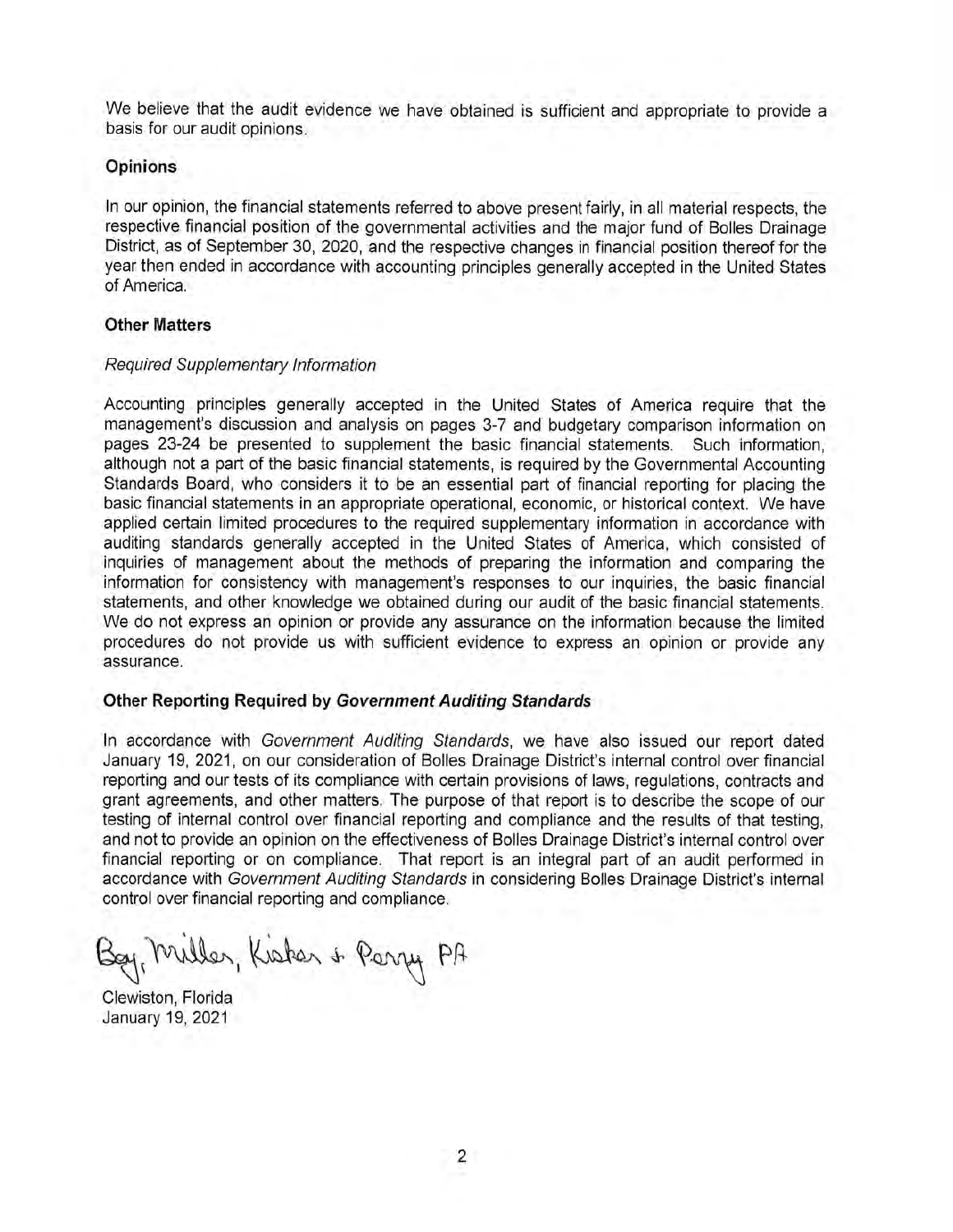We believe that the audit evidence we have obtained is sufficient and appropriate to provide a basis for our audit opinions.

**Opinions**

In our opinion, the financial statements referred to above present fairly, in all material respects, the respective financial position of the governmental activities and the major fund of Bolles Drainage District, as of September 30, 2020, and the respective changes in financial position thereof for the year then ended in accordance with accounting principles generally accepted in the United States of America.

**Other Matters**

*Required Supplementary Information*

Accounting principles generally accepted in the United States of America require that the management's discussion and analysis on pages 3-7 and budgetary comparison information on pages 23-24 be presented to supplement the basic financial statements. Such information, although not a part of the basic financial statements, is required by the Governmental Accounting Standards Board, who considers it to be an essential part of financial reporting for placing the basic financial statements in an appropriate operational, economic, or historical context. We have applied certain limited procedures to the required supplementary information in accordance with auditing standards generally accepted in the United States of America, which consisted of inquiries of management about the methods of preparing the information and comparing the information for consistency with management's responses to our inquiries, the basic financial statements, and other knowledge we obtained during our audit of the basic financial statements. We do not express an opinion or provide any assurance on the information because the limited procedures do not provide us with sufficient evidence to express an opinion or provide any assurance.

**Other Reporting Required by *Government Auditing Standards***

In accordance with *Government Auditing Standards*, we have also issued our report dated January 19, 2021, on our consideration of Bolles Drainage District's internal control over financial reporting and our tests of its compliance with certain provisions of laws, regulations, contracts and grant agreements, and other matters. The purpose of that report is to describe the scope of our testing of internal control over financial reporting and compliance and the results of that testing, and not to provide an opinion on the effectiveness of Bolles Drainage District's internal control over financial reporting or on compliance. That report is an integral part of an audit performed in accordance with *Government Auditing Standards* in considering Bolles Drainage District's internal control over financial reporting and compliance.

Bay, Miller, Kisker & Perry PA

Clewiston, Florida
January 19, 2021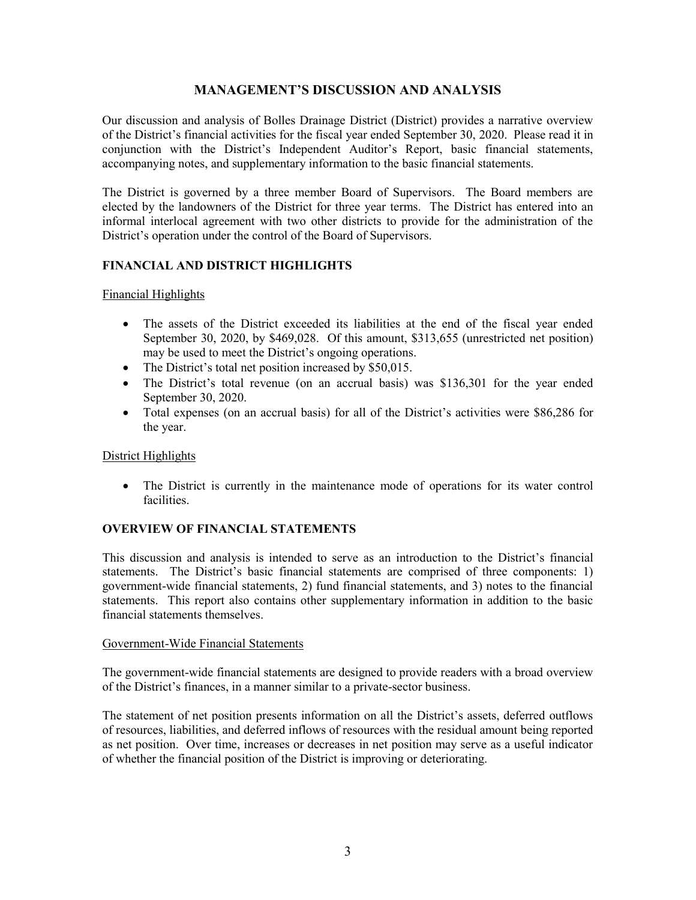# MANAGEMENT'S DISCUSSION AND ANALYSIS

Our discussion and analysis of Bolles Drainage District (District) provides a narrative overview of the District's financial activities for the fiscal year ended September 30, 2020. Please read it in conjunction with the District's Independent Auditor's Report, basic financial statements, accompanying notes, and supplementary information to the basic financial statements.

The District is governed by a three member Board of Supervisors. The Board members are elected by the landowners of the District for three year terms. The District has entered into an informal interlocal agreement with two other districts to provide for the administration of the District's operation under the control of the Board of Supervisors.

## FINANCIAL AND DISTRICT HIGHLIGHTS

### Financial Highlights

- The assets of the District exceeded its liabilities at the end of the fiscal year ended September 30, 2020, by $469,028. Of this amount, $313,655 (unrestricted net position) may be used to meet the District's ongoing operations.
- The District's total net position increased by $50,015.
- The District's total revenue (on an accrual basis) was $136,301 for the year ended September 30, 2020.
- Total expenses (on an accrual basis) for all of the District's activities were $86,286 for the year.

### District Highlights

- The District is currently in the maintenance mode of operations for its water control facilities.

## OVERVIEW OF FINANCIAL STATEMENTS

This discussion and analysis is intended to serve as an introduction to the District's financial statements. The District's basic financial statements are comprised of three components: 1) government-wide financial statements, 2) fund financial statements, and 3) notes to the financial statements. This report also contains other supplementary information in addition to the basic financial statements themselves.

### Government-Wide Financial Statements

The government-wide financial statements are designed to provide readers with a broad overview of the District's finances, in a manner similar to a private-sector business.

The statement of net position presents information on all the District's assets, deferred outflows of resources, liabilities, and deferred inflows of resources with the residual amount being reported as net position. Over time, increases or decreases in net position may serve as a useful indicator of whether the financial position of the District is improving or deteriorating.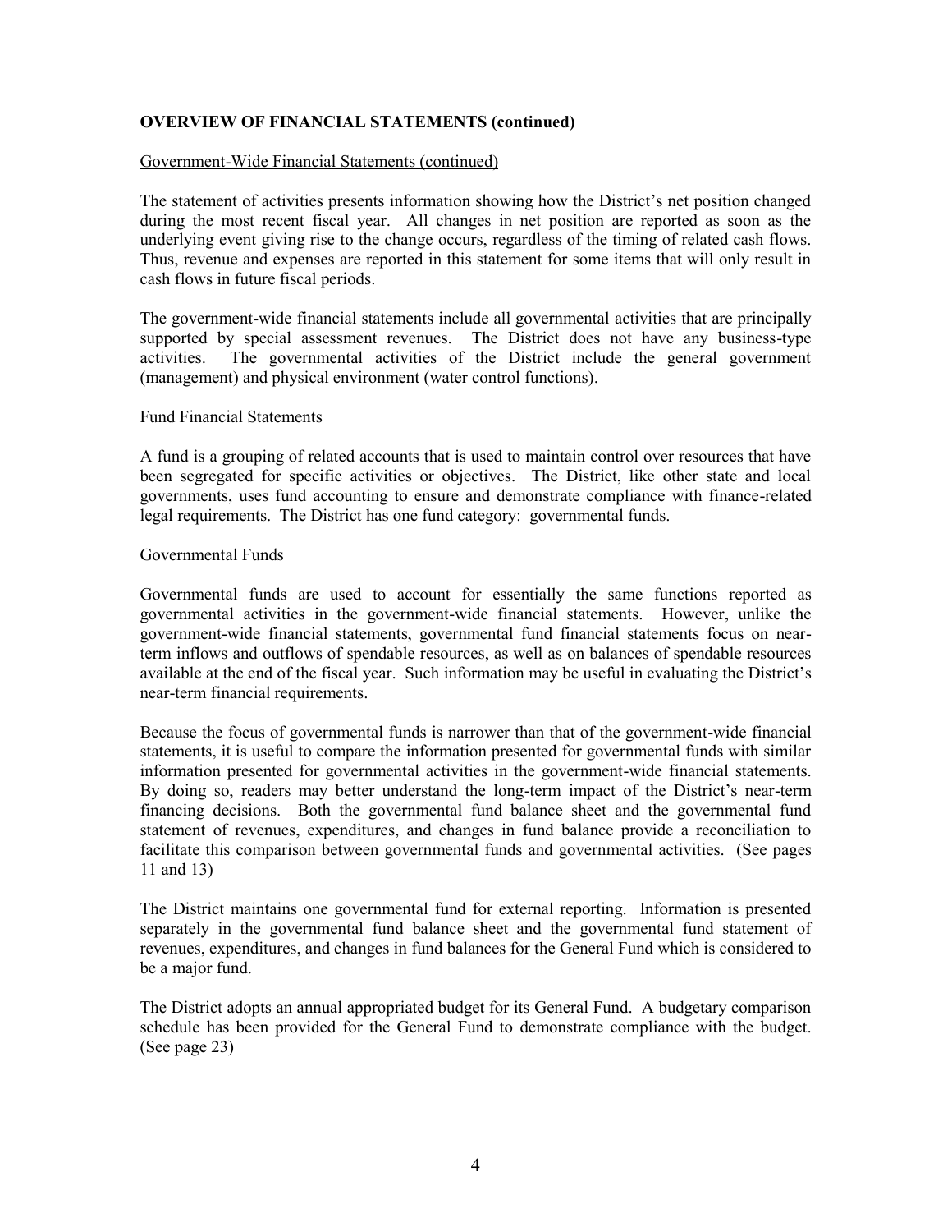**OVERVIEW OF FINANCIAL STATEMENTS (continued)**

Government-Wide Financial Statements (continued)

The statement of activities presents information showing how the District's net position changed during the most recent fiscal year. All changes in net position are reported as soon as the underlying event giving rise to the change occurs, regardless of the timing of related cash flows. Thus, revenue and expenses are reported in this statement for some items that will only result in cash flows in future fiscal periods.

The government-wide financial statements include all governmental activities that are principally supported by special assessment revenues. The District does not have any business-type activities. The governmental activities of the District include the general government (management) and physical environment (water control functions).

Fund Financial Statements

A fund is a grouping of related accounts that is used to maintain control over resources that have been segregated for specific activities or objectives. The District, like other state and local governments, uses fund accounting to ensure and demonstrate compliance with finance-related legal requirements. The District has one fund category: governmental funds.

Governmental Funds

Governmental funds are used to account for essentially the same functions reported as governmental activities in the government-wide financial statements. However, unlike the government-wide financial statements, governmental fund financial statements focus on near-term inflows and outflows of spendable resources, as well as on balances of spendable resources available at the end of the fiscal year. Such information may be useful in evaluating the District's near-term financial requirements.

Because the focus of governmental funds is narrower than that of the government-wide financial statements, it is useful to compare the information presented for governmental funds with similar information presented for governmental activities in the government-wide financial statements. By doing so, readers may better understand the long-term impact of the District's near-term financing decisions. Both the governmental fund balance sheet and the governmental fund statement of revenues, expenditures, and changes in fund balance provide a reconciliation to facilitate this comparison between governmental funds and governmental activities. (See pages 11 and 13)

The District maintains one governmental fund for external reporting. Information is presented separately in the governmental fund balance sheet and the governmental fund statement of revenues, expenditures, and changes in fund balances for the General Fund which is considered to be a major fund.

The District adopts an annual appropriated budget for its General Fund. A budgetary comparison schedule has been provided for the General Fund to demonstrate compliance with the budget. (See page 23)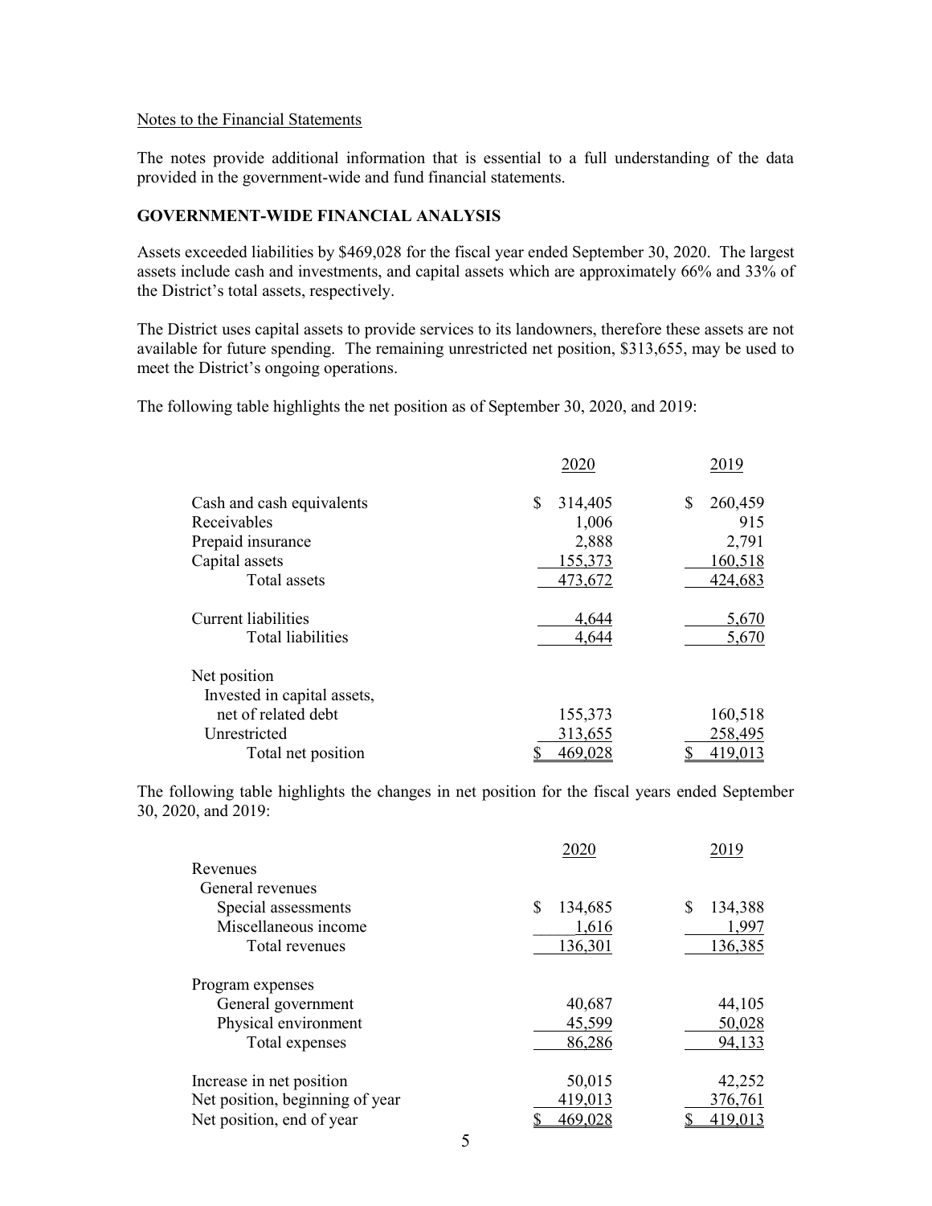Notes to the Financial Statements

The notes provide additional information that is essential to a full understanding of the data provided in the government-wide and fund financial statements.

## GOVERNMENT-WIDE FINANCIAL ANALYSIS

Assets exceeded liabilities by $469,028 for the fiscal year ended September 30, 2020. The largest assets include cash and investments, and capital assets which are approximately 66% and 33% of the District's total assets, respectively.

The District uses capital assets to provide services to its landowners, therefore these assets are not available for future spending. The remaining unrestricted net position, $313,655, may be used to meet the District's ongoing operations.

The following table highlights the net position as of September 30, 2020, and 2019:

| | 2020 | 2019 |
|---|---|---|
| Cash and cash equivalents | $ 314,405 | $ 260,459 |
| Receivables | 1,006 | 915 |
| Prepaid insurance | 2,888 | 2,791 |
| Capital assets | 155,373 | 160,518 |
| Total assets | 473,672 | 424,683 |
| | | |
| Current liabilities | 4,644 | 5,670 |
| Total liabilities | 4,644 | 5,670 |
| | | |
| Net position | | |
| Invested in capital assets, net of related debt | 155,373 | 160,518 |
| Unrestricted | 313,655 | 258,495 |
| Total net position | $ 469,028 | $ 419,013 |

The following table highlights the changes in net position for the fiscal years ended September 30, 2020, and 2019:

| | 2020 | 2019 |
|---|---|---|
| Revenues | | |
| General revenues | | |
| Special assessments | $ 134,685 | $ 134,388 |
| Miscellaneous income | 1,616 | 1,997 |
| Total revenues | 136,301 | 136,385 |
| | | |
| Program expenses | | |
| General government | 40,687 | 44,105 |
| Physical environment | 45,599 | 50,028 |
| Total expenses | 86,286 | 94,133 |
| | | |
| Increase in net position | 50,015 | 42,252 |
| Net position, beginning of year | 419,013 | 376,761 |
| Net position, end of year | $ 469,028 | $ 419,013 |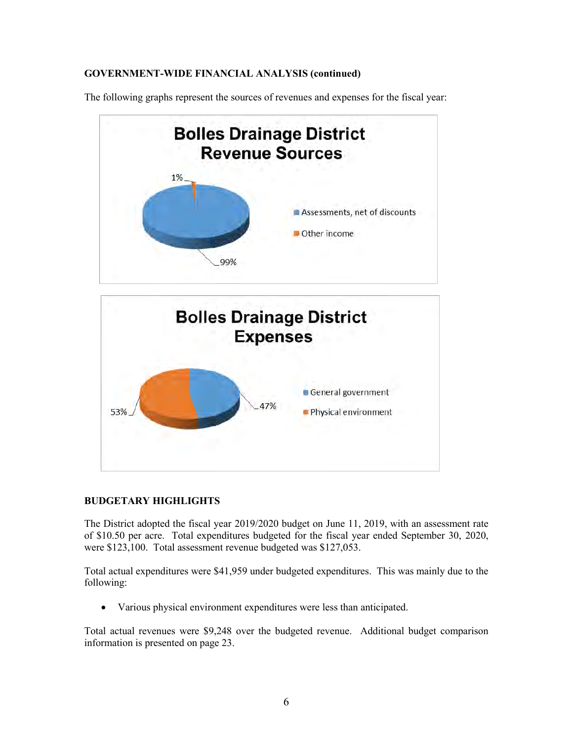**GOVERNMENT-WIDE FINANCIAL ANALYSIS (continued)**

The following graphs represent the sources of revenues and expenses for the fiscal year:

**Bolles Drainage District Revenue Sources**

- Assessments, net of discounts: 99%
- Other income: 1%

**Bolles Drainage District Expenses**

- General government: 47%
- Physical environment: 53%

**BUDGETARY HIGHLIGHTS**

The District adopted the fiscal year 2019/2020 budget on June 11, 2019, with an assessment rate of $10.50 per acre. Total expenditures budgeted for the fiscal year ended September 30, 2020, were $123,100. Total assessment revenue budgeted was $127,053.

Total actual expenditures were $41,959 under budgeted expenditures. This was mainly due to the following:

- Various physical environment expenditures were less than anticipated.

Total actual revenues were $9,248 over the budgeted revenue. Additional budget comparison information is presented on page 23.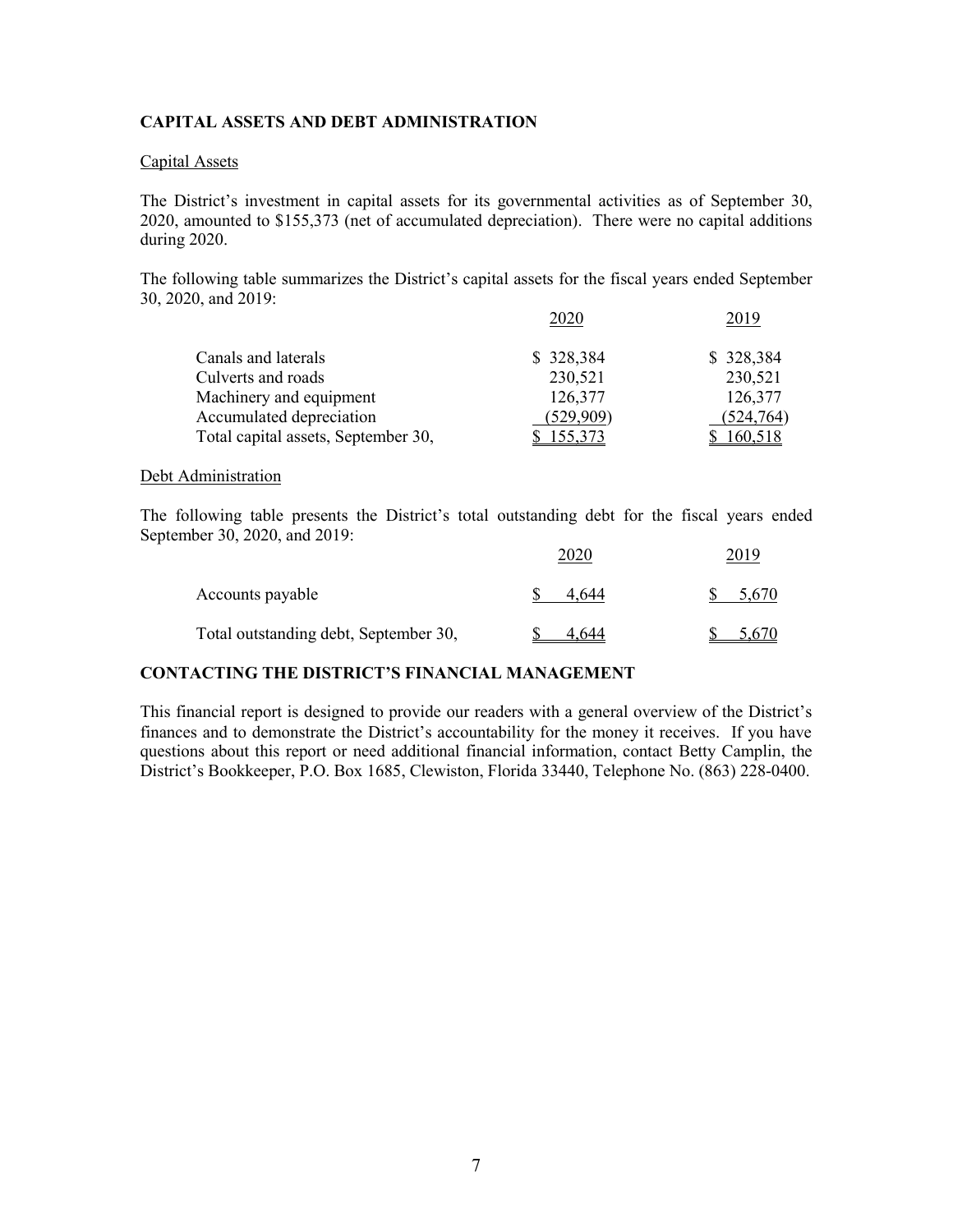## CAPITAL ASSETS AND DEBT ADMINISTRATION

### Capital Assets

The District's investment in capital assets for its governmental activities as of September 30, 2020, amounted to $155,373 (net of accumulated depreciation). There were no capital additions during 2020.

The following table summarizes the District's capital assets for the fiscal years ended September 30, 2020, and 2019:

| | 2020 | 2019 |
|---|---|---|
| Canals and laterals | $ 328,384 | $ 328,384 |
| Culverts and roads | 230,521 | 230,521 |
| Machinery and equipment | 126,377 | 126,377 |
| Accumulated depreciation | (529,909) | (524,764) |
| Total capital assets, September 30, | $ 155,373 | $ 160,518 |

### Debt Administration

The following table presents the District's total outstanding debt for the fiscal years ended September 30, 2020, and 2019:

| | 2020 | 2019 |
|---|---|---|
| Accounts payable | $ 4,644 | $ 5,670 |
| Total outstanding debt, September 30, | $ 4,644 | $ 5,670 |

## CONTACTING THE DISTRICT'S FINANCIAL MANAGEMENT

This financial report is designed to provide our readers with a general overview of the District's finances and to demonstrate the District's accountability for the money it receives. If you have questions about this report or need additional financial information, contact Betty Camplin, the District's Bookkeeper, P.O. Box 1685, Clewiston, Florida 33440, Telephone No. (863) 228-0400.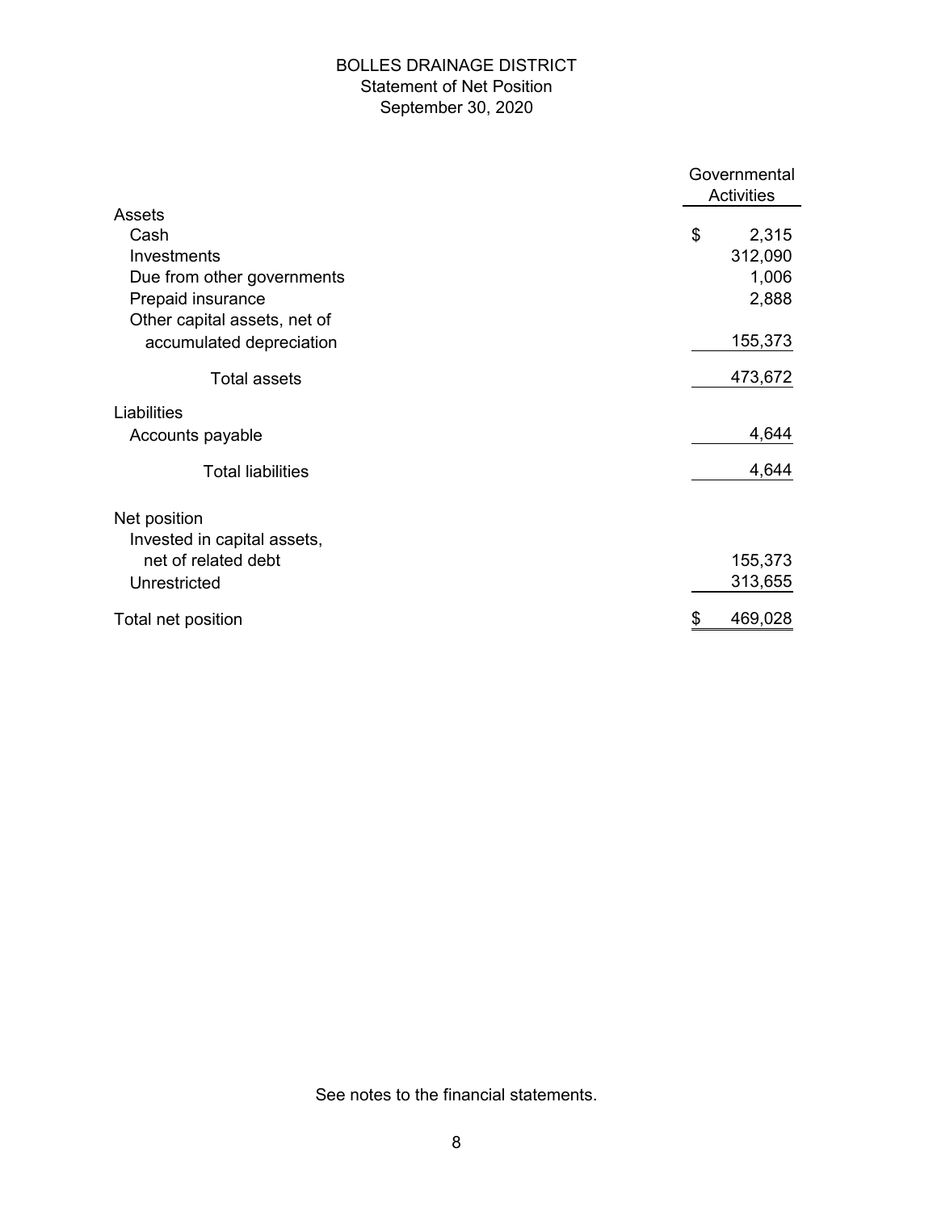# BOLLES DRAINAGE DISTRICT

## Statement of Net Position

### September 30, 2020

| | Governmental Activities |
|---|---|
| **Assets** | |
| Cash | $ 2,315 |
| Investments | 312,090 |
| Due from other governments | 1,006 |
| Prepaid insurance | 2,888 |
| Other capital assets, net of accumulated depreciation | 155,373 |
| Total assets | 473,672 |
| **Liabilities** | |
| Accounts payable | 4,644 |
| Total liabilities | 4,644 |
| **Net position** | |
| Invested in capital assets, net of related debt | 155,373 |
| Unrestricted | 313,655 |
| Total net position | $ 469,028 |

See notes to the financial statements.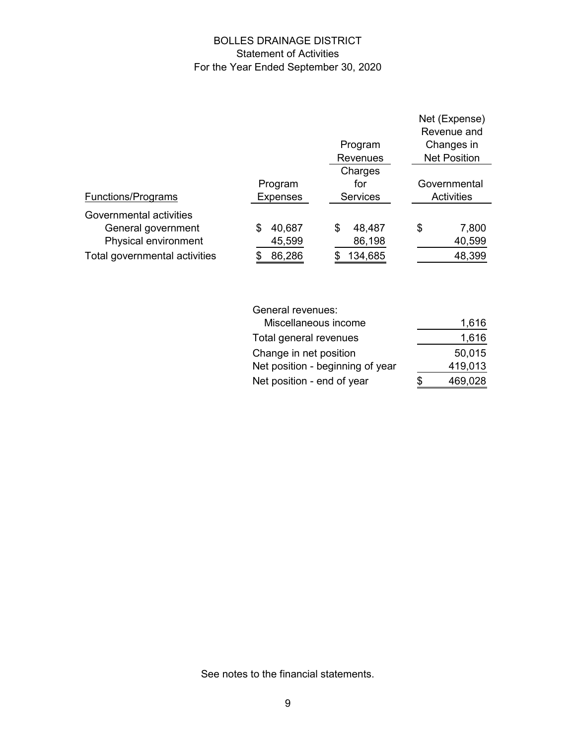# BOLLES DRAINAGE DISTRICT
## Statement of Activities
### For the Year Ended September 30, 2020

| Functions/Programs | Program Expenses | Program Revenues: Charges for Services | Net (Expense) Revenue and Changes in Net Position: Governmental Activities |
|---|---|---|---|
| Governmental activities | | | |
| General government | $ 40,687 | $ 48,487 | $ 7,800 |
| Physical environment | 45,599 | 86,198 | 40,599 |
| Total governmental activities | $ 86,286 | $ 134,685 | 48,399 |

| | |
|---|---|
| General revenues: | |
| Miscellaneous income | 1,616 |
| Total general revenues | 1,616 |
| Change in net position | 50,015 |
| Net position - beginning of year | 419,013 |
| Net position - end of year | $ 469,028 |

See notes to the financial statements.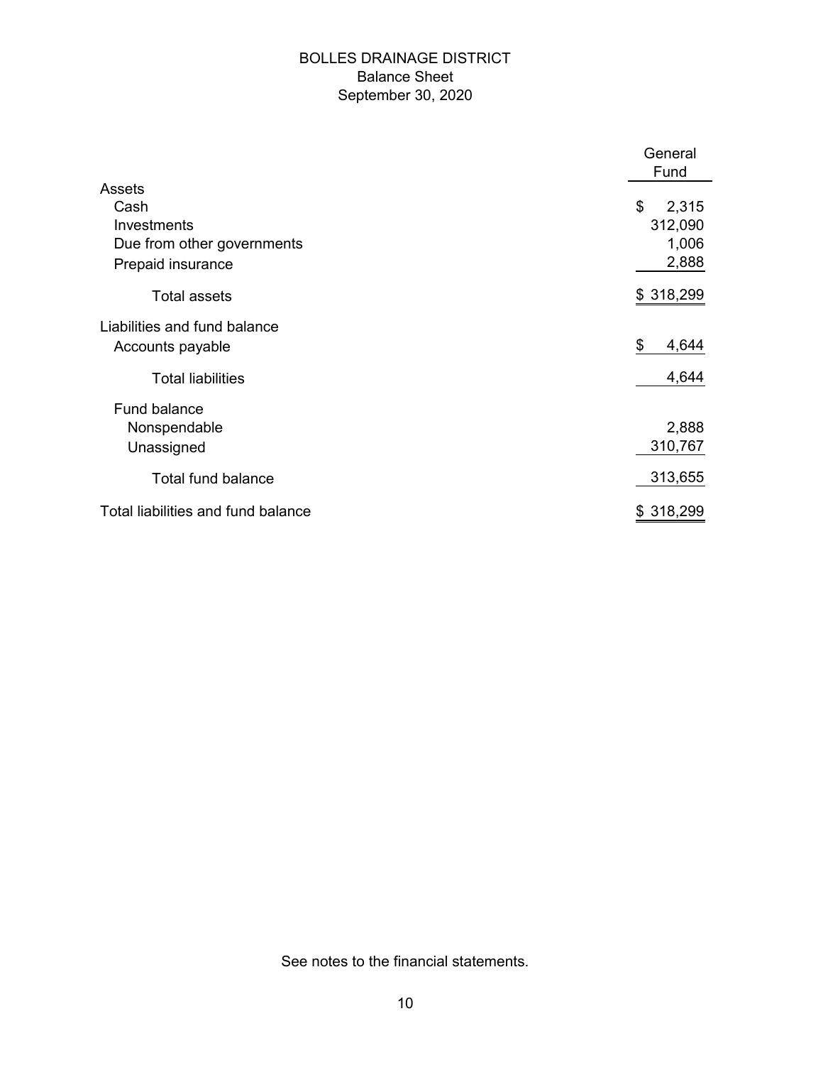# BOLLES DRAINAGE DISTRICT
## Balance Sheet
### September 30, 2020

| | General Fund |
|---|---|
| **Assets** | |
| Cash | $ 2,315 |
| Investments | 312,090 |
| Due from other governments | 1,006 |
| Prepaid insurance | 2,888 |
| Total assets | $ 318,299 |
| **Liabilities and fund balance** | |
| Accounts payable | $ 4,644 |
| Total liabilities | 4,644 |
| Fund balance | |
| Nonspendable | 2,888 |
| Unassigned | 310,767 |
| Total fund balance | 313,655 |
| Total liabilities and fund balance | $ 318,299 |

See notes to the financial statements.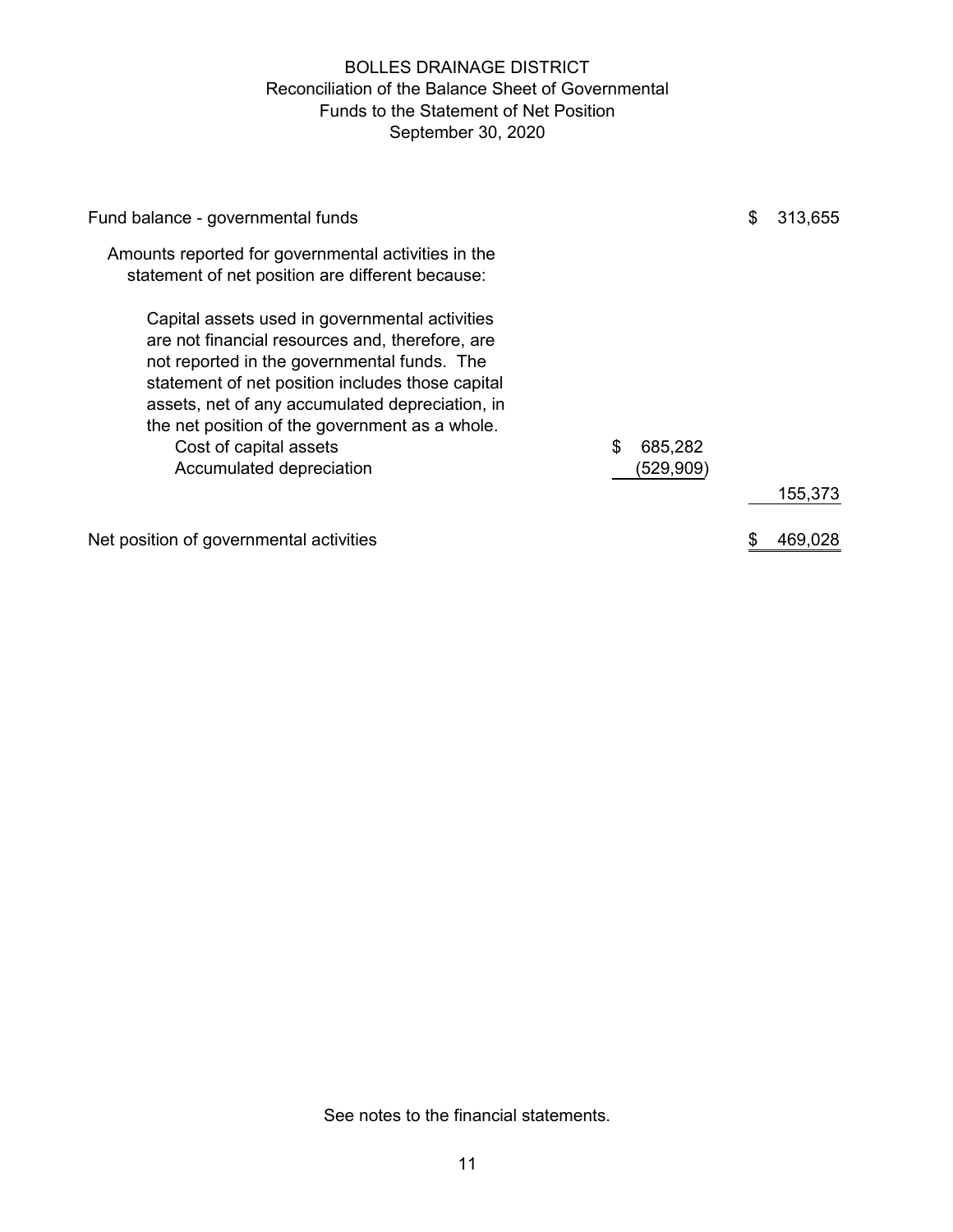# BOLLES DRAINAGE DISTRICT

## Reconciliation of the Balance Sheet of Governmental Funds to the Statement of Net Position

### September 30, 2020

| | | |
|---|---|---|
| Fund balance - governmental funds | | $ 313,655 |
| Amounts reported for governmental activities in the statement of net position are different because: | | |
| Capital assets used in governmental activities are not financial resources and, therefore, are not reported in the governmental funds. The statement of net position includes those capital assets, net of any accumulated depreciation, in the net position of the government as a whole. | | |
| Cost of capital assets | $ 685,282 | |
| Accumulated depreciation | (529,909) | |
| | | 155,373 |
| Net position of governmental activities | | $ 469,028 |

See notes to the financial statements.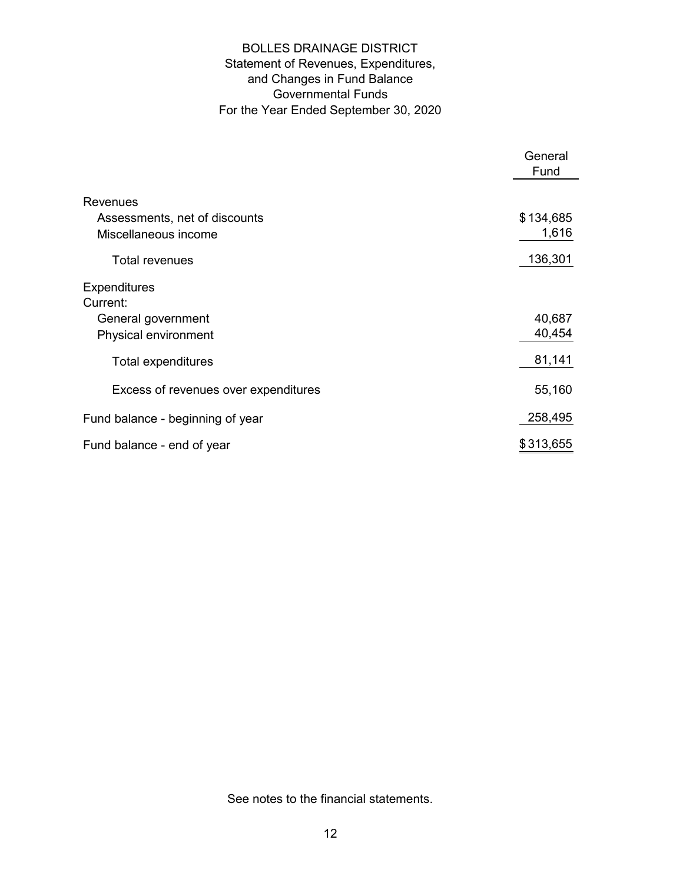# BOLLES DRAINAGE DISTRICT

## Statement of Revenues, Expenditures, and Changes in Fund Balance
## Governmental Funds
## For the Year Ended September 30, 2020

| | General Fund |
|---|---|
| **Revenues** | |
| Assessments, net of discounts | $ 134,685 |
| Miscellaneous income | 1,616 |
| Total revenues | 136,301 |
| **Expenditures** | |
| Current: | |
| General government | 40,687 |
| Physical environment | 40,454 |
| Total expenditures | 81,141 |
| Excess of revenues over expenditures | 55,160 |
| Fund balance - beginning of year | 258,495 |
| Fund balance - end of year | $ 313,655 |

See notes to the financial statements.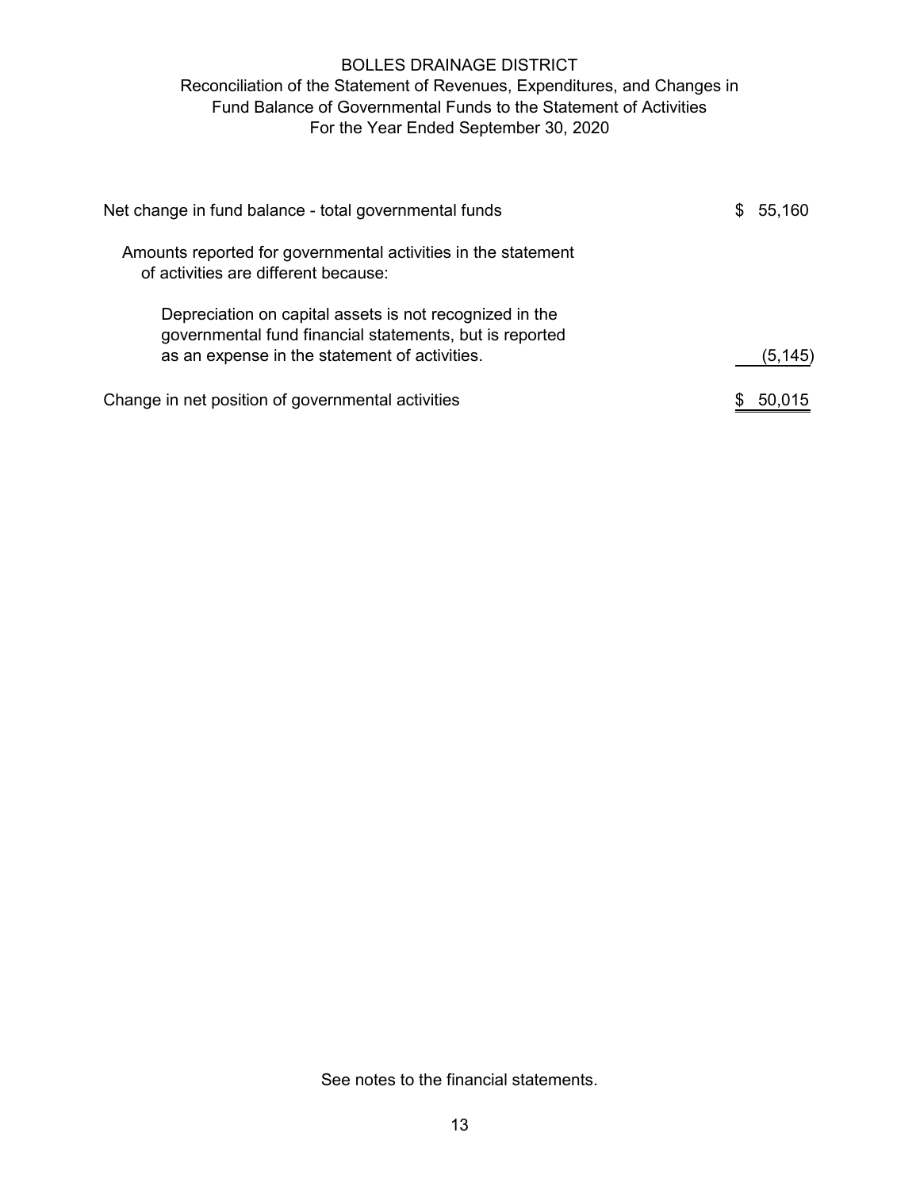# BOLLES DRAINAGE DISTRICT

## Reconciliation of the Statement of Revenues, Expenditures, and Changes in Fund Balance of Governmental Funds to the Statement of Activities

### For the Year Ended September 30, 2020

| | |
|---|---|
| Net change in fund balance - total governmental funds | $ 55,160 |
| Amounts reported for governmental activities in the statement of activities are different because: | |
| Depreciation on capital assets is not recognized in the governmental fund financial statements, but is reported as an expense in the statement of activities. | (5,145) |
| Change in net position of governmental activities | $ 50,015 |

See notes to the financial statements.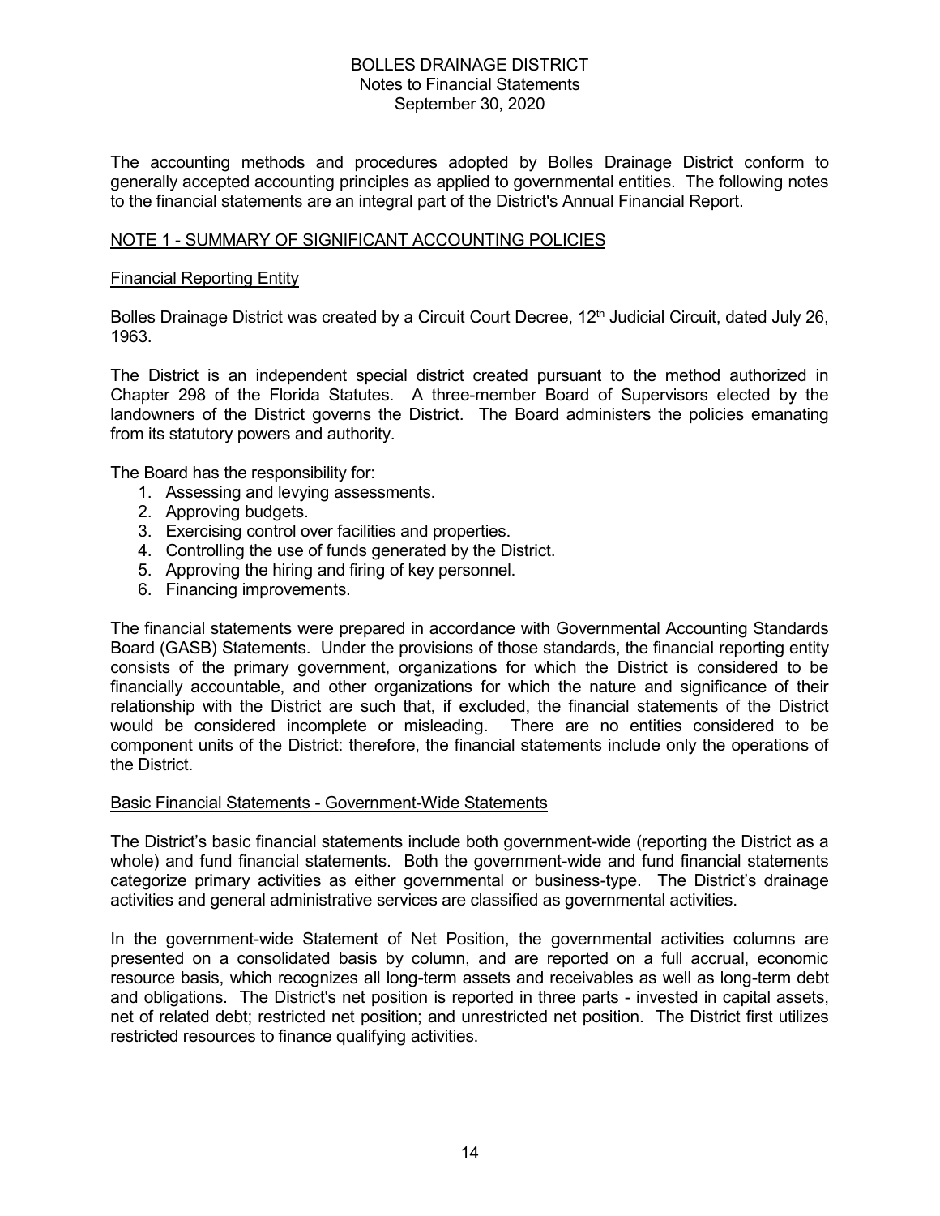# BOLLES DRAINAGE DISTRICT
## Notes to Financial Statements
## September 30, 2020

The accounting methods and procedures adopted by Bolles Drainage District conform to generally accepted accounting principles as applied to governmental entities. The following notes to the financial statements are an integral part of the District's Annual Financial Report.

### NOTE 1 - SUMMARY OF SIGNIFICANT ACCOUNTING POLICIES

#### Financial Reporting Entity

Bolles Drainage District was created by a Circuit Court Decree, 12th Judicial Circuit, dated July 26, 1963.

The District is an independent special district created pursuant to the method authorized in Chapter 298 of the Florida Statutes. A three-member Board of Supervisors elected by the landowners of the District governs the District. The Board administers the policies emanating from its statutory powers and authority.

The Board has the responsibility for:

1. Assessing and levying assessments.
2. Approving budgets.
3. Exercising control over facilities and properties.
4. Controlling the use of funds generated by the District.
5. Approving the hiring and firing of key personnel.
6. Financing improvements.

The financial statements were prepared in accordance with Governmental Accounting Standards Board (GASB) Statements. Under the provisions of those standards, the financial reporting entity consists of the primary government, organizations for which the District is considered to be financially accountable, and other organizations for which the nature and significance of their relationship with the District are such that, if excluded, the financial statements of the District would be considered incomplete or misleading. There are no entities considered to be component units of the District: therefore, the financial statements include only the operations of the District.

#### Basic Financial Statements - Government-Wide Statements

The District's basic financial statements include both government-wide (reporting the District as a whole) and fund financial statements. Both the government-wide and fund financial statements categorize primary activities as either governmental or business-type. The District's drainage activities and general administrative services are classified as governmental activities.

In the government-wide Statement of Net Position, the governmental activities columns are presented on a consolidated basis by column, and are reported on a full accrual, economic resource basis, which recognizes all long-term assets and receivables as well as long-term debt and obligations. The District's net position is reported in three parts - invested in capital assets, net of related debt; restricted net position; and unrestricted net position. The District first utilizes restricted resources to finance qualifying activities.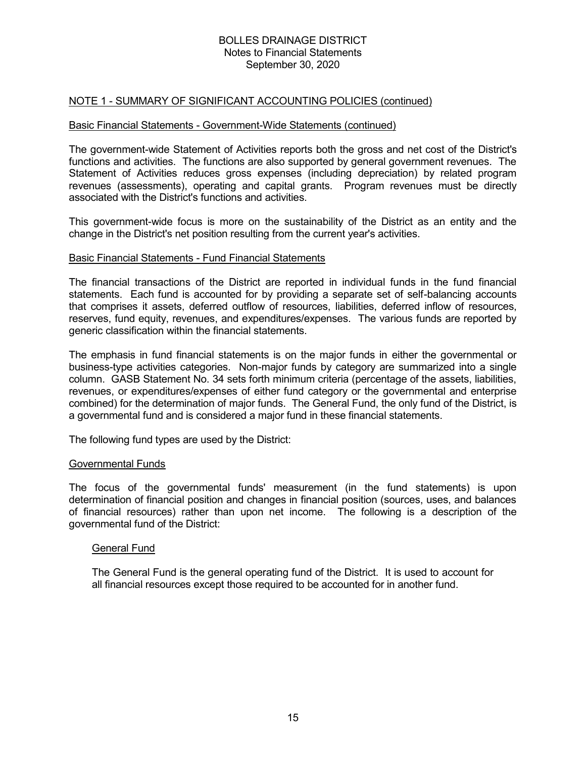BOLLES DRAINAGE DISTRICT
Notes to Financial Statements
September 30, 2020

## NOTE 1 - SUMMARY OF SIGNIFICANT ACCOUNTING POLICIES (continued)

### Basic Financial Statements - Government-Wide Statements (continued)

The government-wide Statement of Activities reports both the gross and net cost of the District's functions and activities. The functions are also supported by general government revenues. The Statement of Activities reduces gross expenses (including depreciation) by related program revenues (assessments), operating and capital grants. Program revenues must be directly associated with the District's functions and activities.

This government-wide focus is more on the sustainability of the District as an entity and the change in the District's net position resulting from the current year's activities.

### Basic Financial Statements - Fund Financial Statements

The financial transactions of the District are reported in individual funds in the fund financial statements. Each fund is accounted for by providing a separate set of self-balancing accounts that comprises it assets, deferred outflow of resources, liabilities, deferred inflow of resources, reserves, fund equity, revenues, and expenditures/expenses. The various funds are reported by generic classification within the financial statements.

The emphasis in fund financial statements is on the major funds in either the governmental or business-type activities categories. Non-major funds by category are summarized into a single column. GASB Statement No. 34 sets forth minimum criteria (percentage of the assets, liabilities, revenues, or expenditures/expenses of either fund category or the governmental and enterprise combined) for the determination of major funds. The General Fund, the only fund of the District, is a governmental fund and is considered a major fund in these financial statements.

The following fund types are used by the District:

### Governmental Funds

The focus of the governmental funds' measurement (in the fund statements) is upon determination of financial position and changes in financial position (sources, uses, and balances of financial resources) rather than upon net income. The following is a description of the governmental fund of the District:

#### General Fund

The General Fund is the general operating fund of the District. It is used to account for all financial resources except those required to be accounted for in another fund.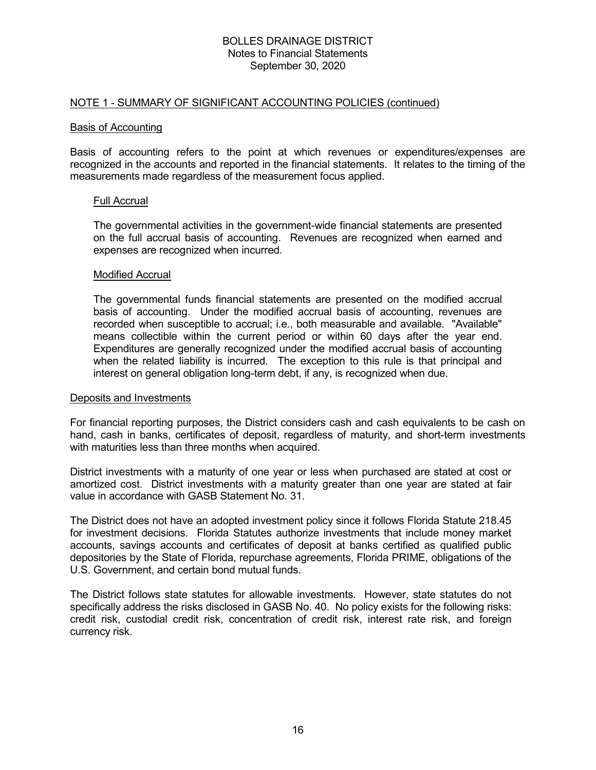## NOTE 1 - SUMMARY OF SIGNIFICANT ACCOUNTING POLICIES (continued)

### Basis of Accounting

Basis of accounting refers to the point at which revenues or expenditures/expenses are recognized in the accounts and reported in the financial statements. It relates to the timing of the measurements made regardless of the measurement focus applied.

#### Full Accrual

The governmental activities in the government-wide financial statements are presented on the full accrual basis of accounting. Revenues are recognized when earned and expenses are recognized when incurred.

#### Modified Accrual

The governmental funds financial statements are presented on the modified accrual basis of accounting. Under the modified accrual basis of accounting, revenues are recorded when susceptible to accrual; i.e., both measurable and available. "Available" means collectible within the current period or within 60 days after the year end. Expenditures are generally recognized under the modified accrual basis of accounting when the related liability is incurred. The exception to this rule is that principal and interest on general obligation long-term debt, if any, is recognized when due.

### Deposits and Investments

For financial reporting purposes, the District considers cash and cash equivalents to be cash on hand, cash in banks, certificates of deposit, regardless of maturity, and short-term investments with maturities less than three months when acquired.

District investments with a maturity of one year or less when purchased are stated at cost or amortized cost. District investments with a maturity greater than one year are stated at fair value in accordance with GASB Statement No. 31.

The District does not have an adopted investment policy since it follows Florida Statute 218.45 for investment decisions. Florida Statutes authorize investments that include money market accounts, savings accounts and certificates of deposit at banks certified as qualified public depositories by the State of Florida, repurchase agreements, Florida PRIME, obligations of the U.S. Government, and certain bond mutual funds.

The District follows state statutes for allowable investments. However, state statutes do not specifically address the risks disclosed in GASB No. 40. No policy exists for the following risks: credit risk, custodial credit risk, concentration of credit risk, interest rate risk, and foreign currency risk.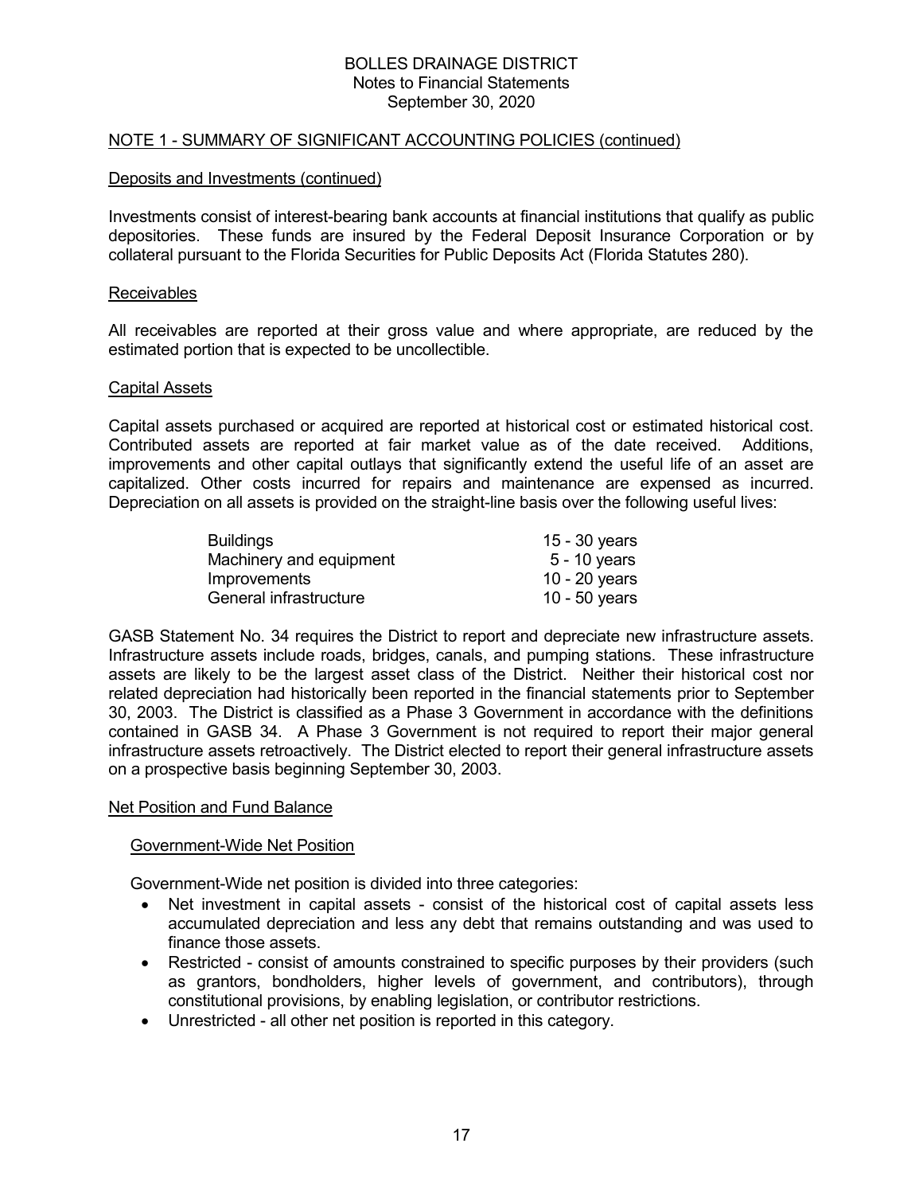## NOTE 1 - SUMMARY OF SIGNIFICANT ACCOUNTING POLICIES (continued)

### Deposits and Investments (continued)

Investments consist of interest-bearing bank accounts at financial institutions that qualify as public depositories. These funds are insured by the Federal Deposit Insurance Corporation or by collateral pursuant to the Florida Securities for Public Deposits Act (Florida Statutes 280).

### Receivables

All receivables are reported at their gross value and where appropriate, are reduced by the estimated portion that is expected to be uncollectible.

### Capital Assets

Capital assets purchased or acquired are reported at historical cost or estimated historical cost. Contributed assets are reported at fair market value as of the date received. Additions, improvements and other capital outlays that significantly extend the useful life of an asset are capitalized. Other costs incurred for repairs and maintenance are expensed as incurred. Depreciation on all assets is provided on the straight-line basis over the following useful lives:

| | |
|---|---|
| Buildings | 15 - 30 years |
| Machinery and equipment | 5 - 10 years |
| Improvements | 10 - 20 years |
| General infrastructure | 10 - 50 years |

GASB Statement No. 34 requires the District to report and depreciate new infrastructure assets. Infrastructure assets include roads, bridges, canals, and pumping stations. These infrastructure assets are likely to be the largest asset class of the District. Neither their historical cost nor related depreciation had historically been reported in the financial statements prior to September 30, 2003. The District is classified as a Phase 3 Government in accordance with the definitions contained in GASB 34. A Phase 3 Government is not required to report their major general infrastructure assets retroactively. The District elected to report their general infrastructure assets on a prospective basis beginning September 30, 2003.

### Net Position and Fund Balance

#### Government-Wide Net Position

Government-Wide net position is divided into three categories:

- Net investment in capital assets - consist of the historical cost of capital assets less accumulated depreciation and less any debt that remains outstanding and was used to finance those assets.
- Restricted - consist of amounts constrained to specific purposes by their providers (such as grantors, bondholders, higher levels of government, and contributors), through constitutional provisions, by enabling legislation, or contributor restrictions.
- Unrestricted - all other net position is reported in this category.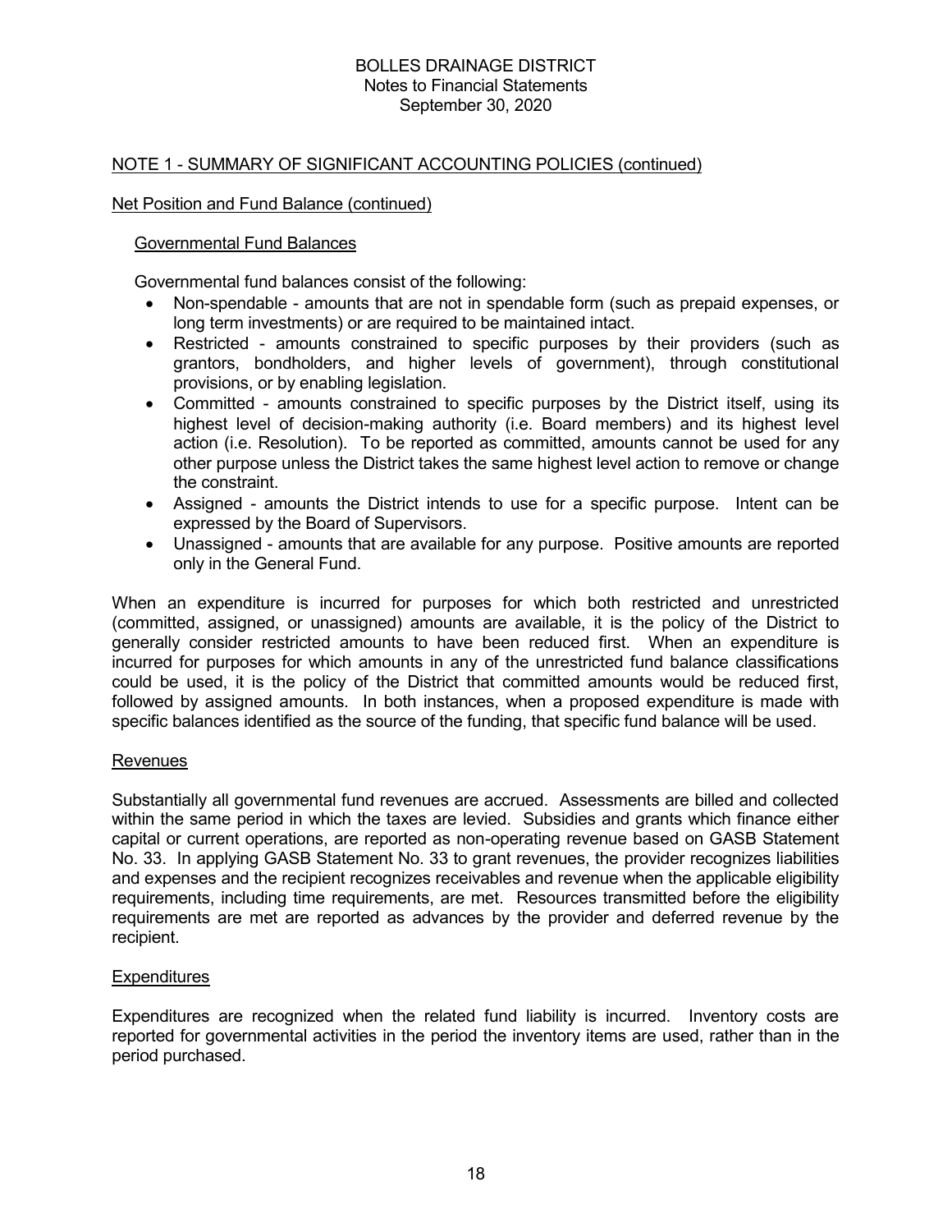BOLLES DRAINAGE DISTRICT
Notes to Financial Statements
September 30, 2020

## NOTE 1 - SUMMARY OF SIGNIFICANT ACCOUNTING POLICIES (continued)

### Net Position and Fund Balance (continued)

#### Governmental Fund Balances

Governmental fund balances consist of the following:

- Non-spendable - amounts that are not in spendable form (such as prepaid expenses, or long term investments) or are required to be maintained intact.
- Restricted - amounts constrained to specific purposes by their providers (such as grantors, bondholders, and higher levels of government), through constitutional provisions, or by enabling legislation.
- Committed - amounts constrained to specific purposes by the District itself, using its highest level of decision-making authority (i.e. Board members) and its highest level action (i.e. Resolution). To be reported as committed, amounts cannot be used for any other purpose unless the District takes the same highest level action to remove or change the constraint.
- Assigned - amounts the District intends to use for a specific purpose. Intent can be expressed by the Board of Supervisors.
- Unassigned - amounts that are available for any purpose. Positive amounts are reported only in the General Fund.

When an expenditure is incurred for purposes for which both restricted and unrestricted (committed, assigned, or unassigned) amounts are available, it is the policy of the District to generally consider restricted amounts to have been reduced first. When an expenditure is incurred for purposes for which amounts in any of the unrestricted fund balance classifications could be used, it is the policy of the District that committed amounts would be reduced first, followed by assigned amounts. In both instances, when a proposed expenditure is made with specific balances identified as the source of the funding, that specific fund balance will be used.

### Revenues

Substantially all governmental fund revenues are accrued. Assessments are billed and collected within the same period in which the taxes are levied. Subsidies and grants which finance either capital or current operations, are reported as non-operating revenue based on GASB Statement No. 33. In applying GASB Statement No. 33 to grant revenues, the provider recognizes liabilities and expenses and the recipient recognizes receivables and revenue when the applicable eligibility requirements, including time requirements, are met. Resources transmitted before the eligibility requirements are met are reported as advances by the provider and deferred revenue by the recipient.

### Expenditures

Expenditures are recognized when the related fund liability is incurred. Inventory costs are reported for governmental activities in the period the inventory items are used, rather than in the period purchased.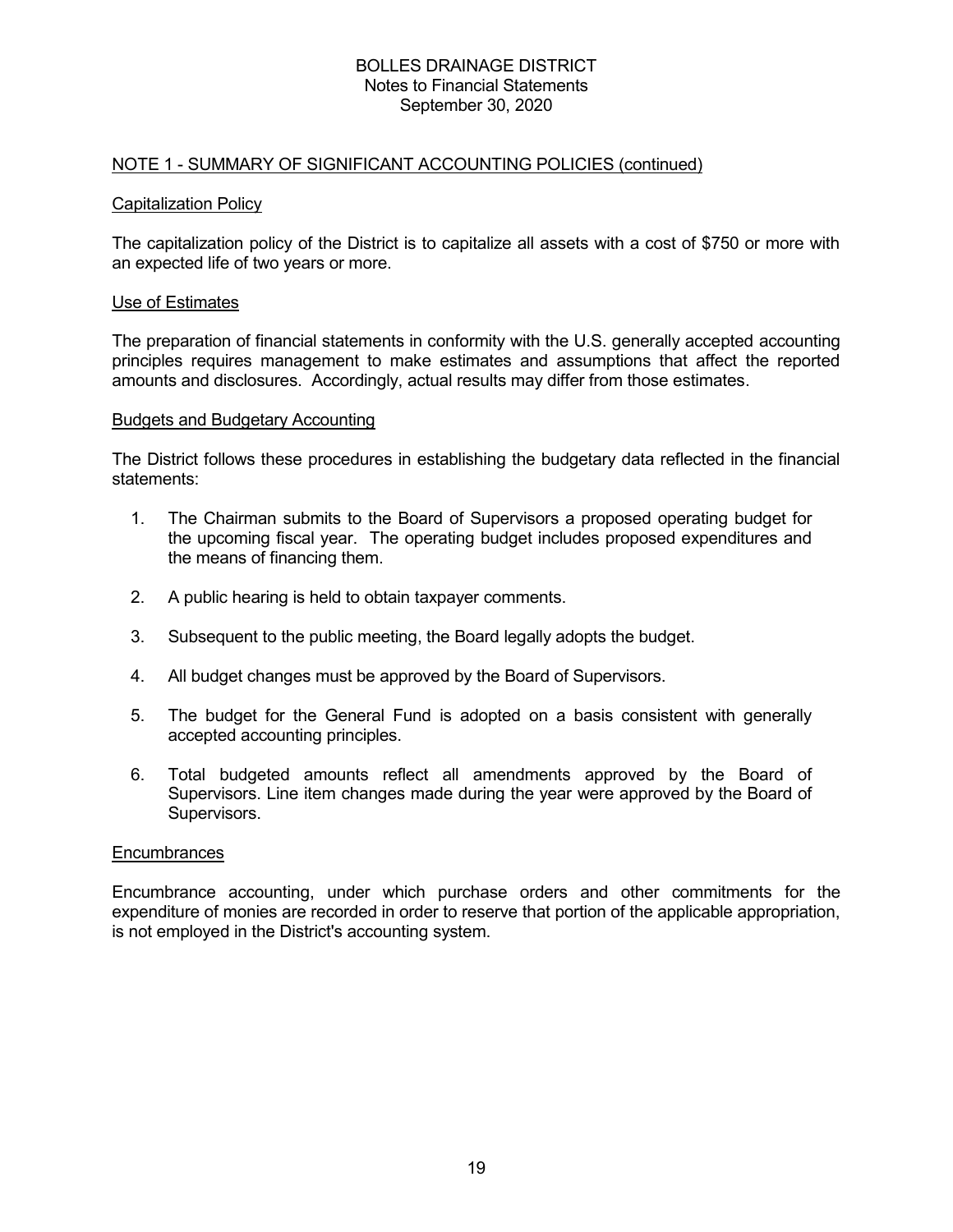## NOTE 1 - SUMMARY OF SIGNIFICANT ACCOUNTING POLICIES (continued)

### Capitalization Policy

The capitalization policy of the District is to capitalize all assets with a cost of $750 or more with an expected life of two years or more.

### Use of Estimates

The preparation of financial statements in conformity with the U.S. generally accepted accounting principles requires management to make estimates and assumptions that affect the reported amounts and disclosures. Accordingly, actual results may differ from those estimates.

### Budgets and Budgetary Accounting

The District follows these procedures in establishing the budgetary data reflected in the financial statements:

1. The Chairman submits to the Board of Supervisors a proposed operating budget for the upcoming fiscal year. The operating budget includes proposed expenditures and the means of financing them.

2. A public hearing is held to obtain taxpayer comments.

3. Subsequent to the public meeting, the Board legally adopts the budget.

4. All budget changes must be approved by the Board of Supervisors.

5. The budget for the General Fund is adopted on a basis consistent with generally accepted accounting principles.

6. Total budgeted amounts reflect all amendments approved by the Board of Supervisors. Line item changes made during the year were approved by the Board of Supervisors.

### Encumbrances

Encumbrance accounting, under which purchase orders and other commitments for the expenditure of monies are recorded in order to reserve that portion of the applicable appropriation, is not employed in the District's accounting system.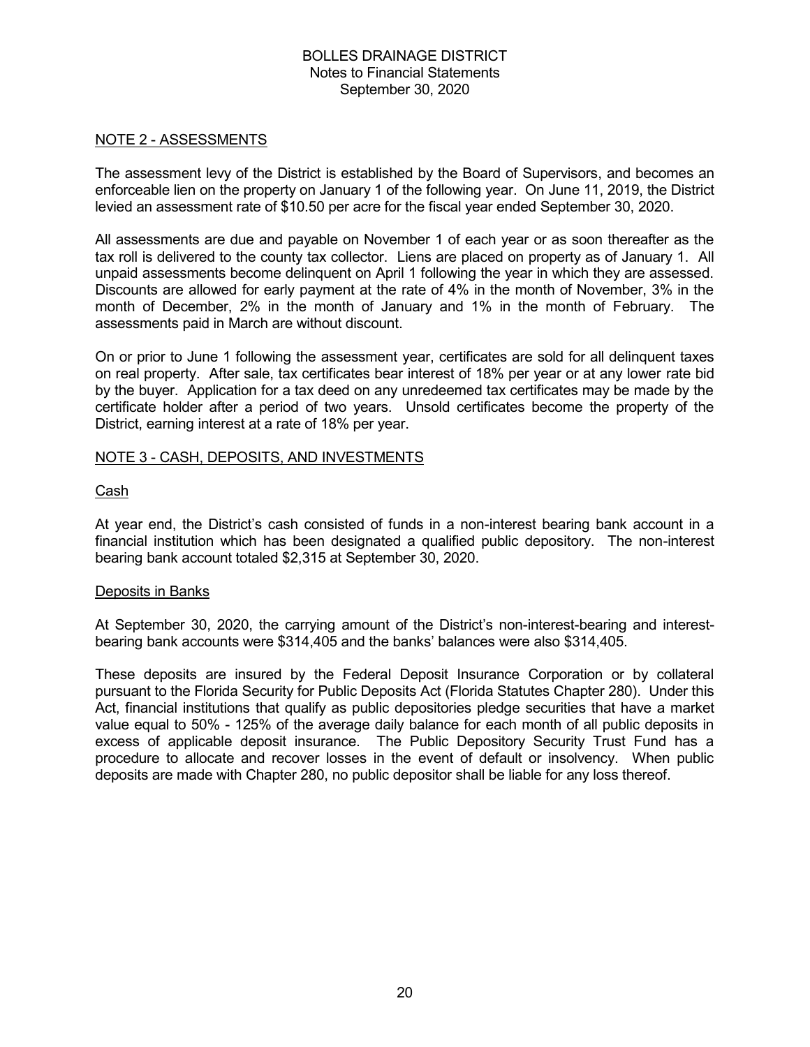BOLLES DRAINAGE DISTRICT
Notes to Financial Statements
September 30, 2020

## NOTE 2 - ASSESSMENTS

The assessment levy of the District is established by the Board of Supervisors, and becomes an enforceable lien on the property on January 1 of the following year. On June 11, 2019, the District levied an assessment rate of $10.50 per acre for the fiscal year ended September 30, 2020.

All assessments are due and payable on November 1 of each year or as soon thereafter as the tax roll is delivered to the county tax collector. Liens are placed on property as of January 1. All unpaid assessments become delinquent on April 1 following the year in which they are assessed. Discounts are allowed for early payment at the rate of 4% in the month of November, 3% in the month of December, 2% in the month of January and 1% in the month of February. The assessments paid in March are without discount.

On or prior to June 1 following the assessment year, certificates are sold for all delinquent taxes on real property. After sale, tax certificates bear interest of 18% per year or at any lower rate bid by the buyer. Application for a tax deed on any unredeemed tax certificates may be made by the certificate holder after a period of two years. Unsold certificates become the property of the District, earning interest at a rate of 18% per year.

## NOTE 3 - CASH, DEPOSITS, AND INVESTMENTS

### Cash

At year end, the District's cash consisted of funds in a non-interest bearing bank account in a financial institution which has been designated a qualified public depository. The non-interest bearing bank account totaled $2,315 at September 30, 2020.

### Deposits in Banks

At September 30, 2020, the carrying amount of the District's non-interest-bearing and interest-bearing bank accounts were $314,405 and the banks' balances were also $314,405.

These deposits are insured by the Federal Deposit Insurance Corporation or by collateral pursuant to the Florida Security for Public Deposits Act (Florida Statutes Chapter 280). Under this Act, financial institutions that qualify as public depositories pledge securities that have a market value equal to 50% - 125% of the average daily balance for each month of all public deposits in excess of applicable deposit insurance. The Public Depository Security Trust Fund has a procedure to allocate and recover losses in the event of default or insolvency. When public deposits are made with Chapter 280, no public depositor shall be liable for any loss thereof.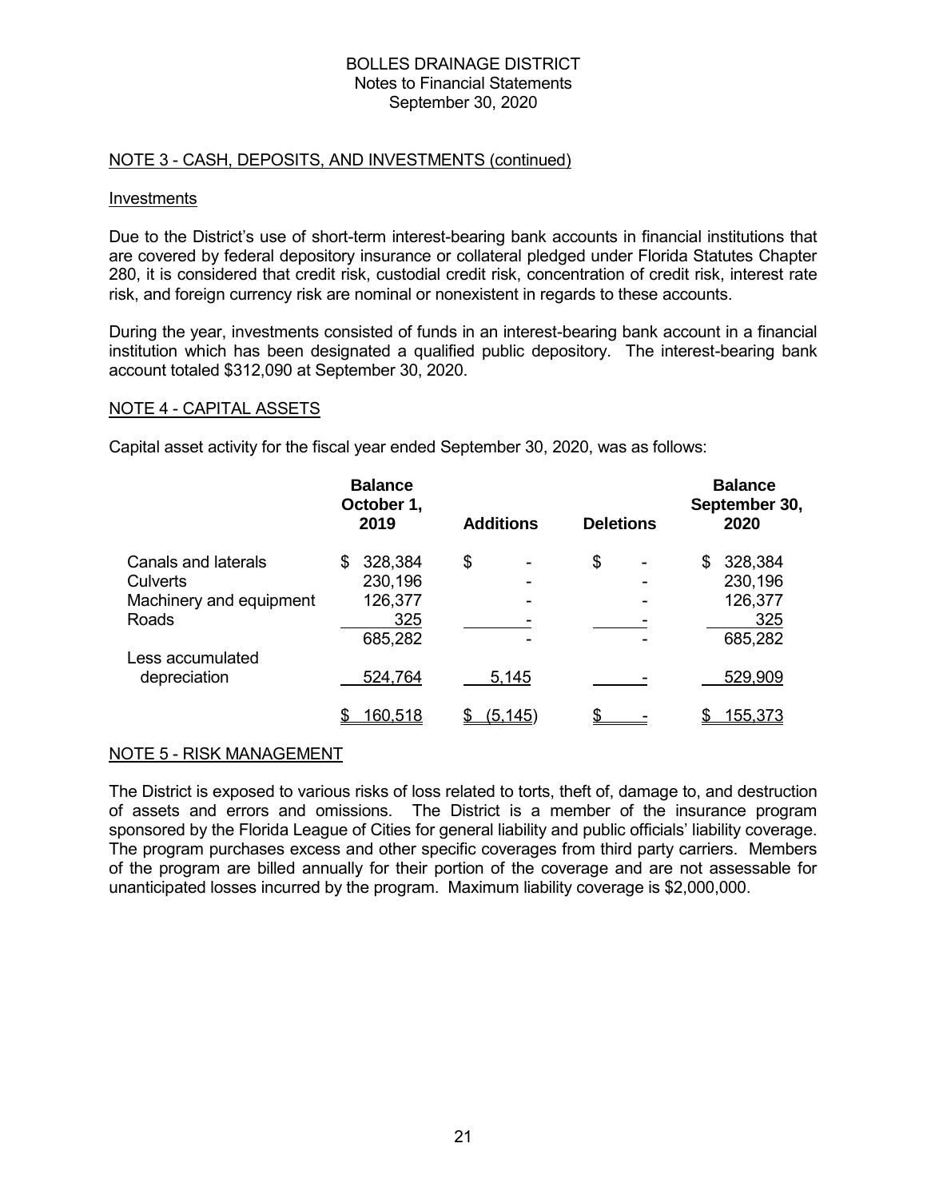BOLLES DRAINAGE DISTRICT
Notes to Financial Statements
September 30, 2020

## NOTE 3 - CASH, DEPOSITS, AND INVESTMENTS (continued)

### Investments

Due to the District's use of short-term interest-bearing bank accounts in financial institutions that are covered by federal depository insurance or collateral pledged under Florida Statutes Chapter 280, it is considered that credit risk, custodial credit risk, concentration of credit risk, interest rate risk, and foreign currency risk are nominal or nonexistent in regards to these accounts.

During the year, investments consisted of funds in an interest-bearing bank account in a financial institution which has been designated a qualified public depository. The interest-bearing bank account totaled $312,090 at September 30, 2020.

## NOTE 4 - CAPITAL ASSETS

Capital asset activity for the fiscal year ended September 30, 2020, was as follows:

| | Balance October 1, 2019 | Additions | Deletions | Balance September 30, 2020 |
|---|---|---|---|---|
| Canals and laterals | $ 328,384 | $ - | $ - | $ 328,384 |
| Culverts | 230,196 | - | - | 230,196 |
| Machinery and equipment | 126,377 | - | - | 126,377 |
| Roads | 325 | - | - | 325 |
| | 685,282 | - | - | 685,282 |
| Less accumulated depreciation | 524,764 | 5,145 | - | 529,909 |
| | $ 160,518 | $ (5,145) | $ - | $ 155,373 |

## NOTE 5 - RISK MANAGEMENT

The District is exposed to various risks of loss related to torts, theft of, damage to, and destruction of assets and errors and omissions. The District is a member of the insurance program sponsored by the Florida League of Cities for general liability and public officials' liability coverage. The program purchases excess and other specific coverages from third party carriers. Members of the program are billed annually for their portion of the coverage and are not assessable for unanticipated losses incurred by the program. Maximum liability coverage is $2,000,000.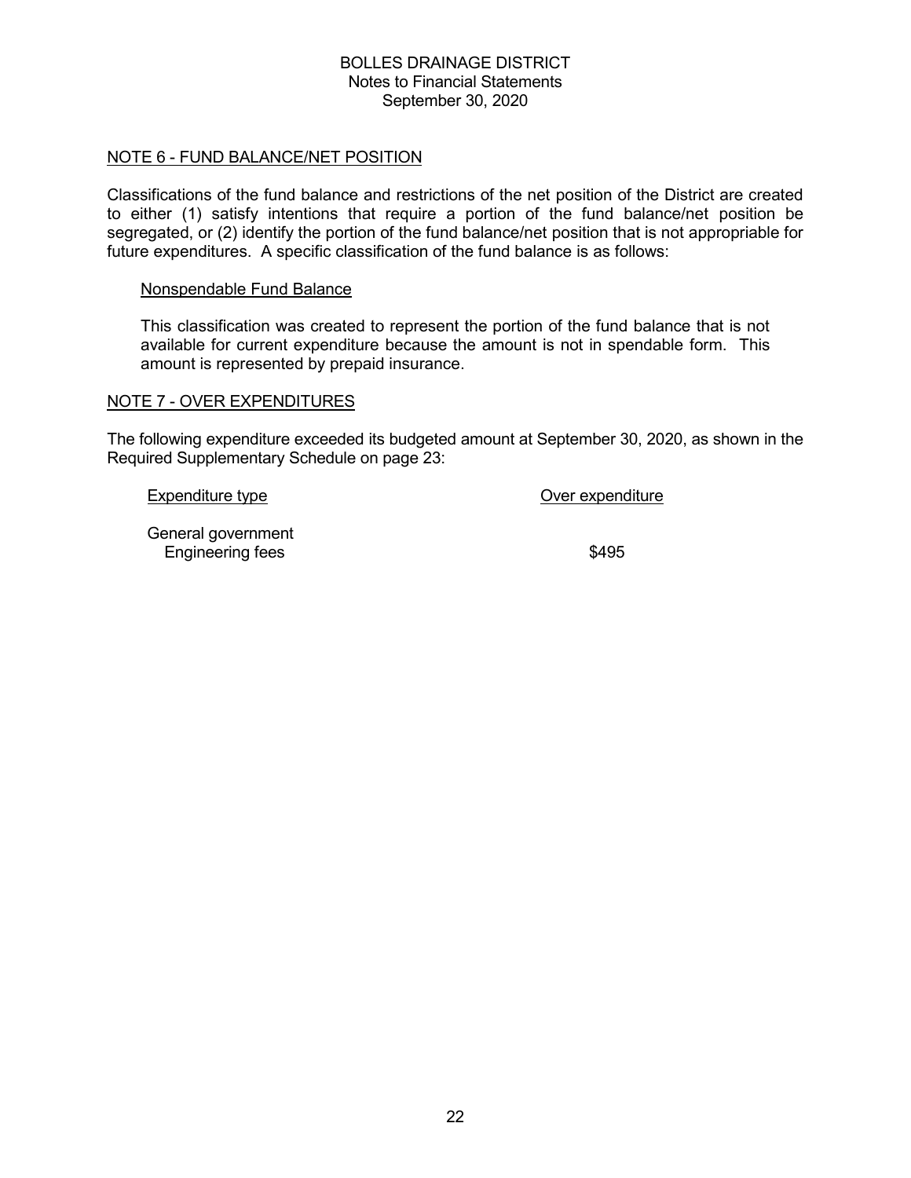## NOTE 6 - FUND BALANCE/NET POSITION

Classifications of the fund balance and restrictions of the net position of the District are created to either (1) satisfy intentions that require a portion of the fund balance/net position be segregated, or (2) identify the portion of the fund balance/net position that is not appropriable for future expenditures. A specific classification of the fund balance is as follows:

### Nonspendable Fund Balance

This classification was created to represent the portion of the fund balance that is not available for current expenditure because the amount is not in spendable form. This amount is represented by prepaid insurance.

## NOTE 7 - OVER EXPENDITURES

The following expenditure exceeded its budgeted amount at September 30, 2020, as shown in the Required Supplementary Schedule on page 23:

| Expenditure type | Over expenditure |
|---|---|
| General government | |
| Engineering fees | $495 |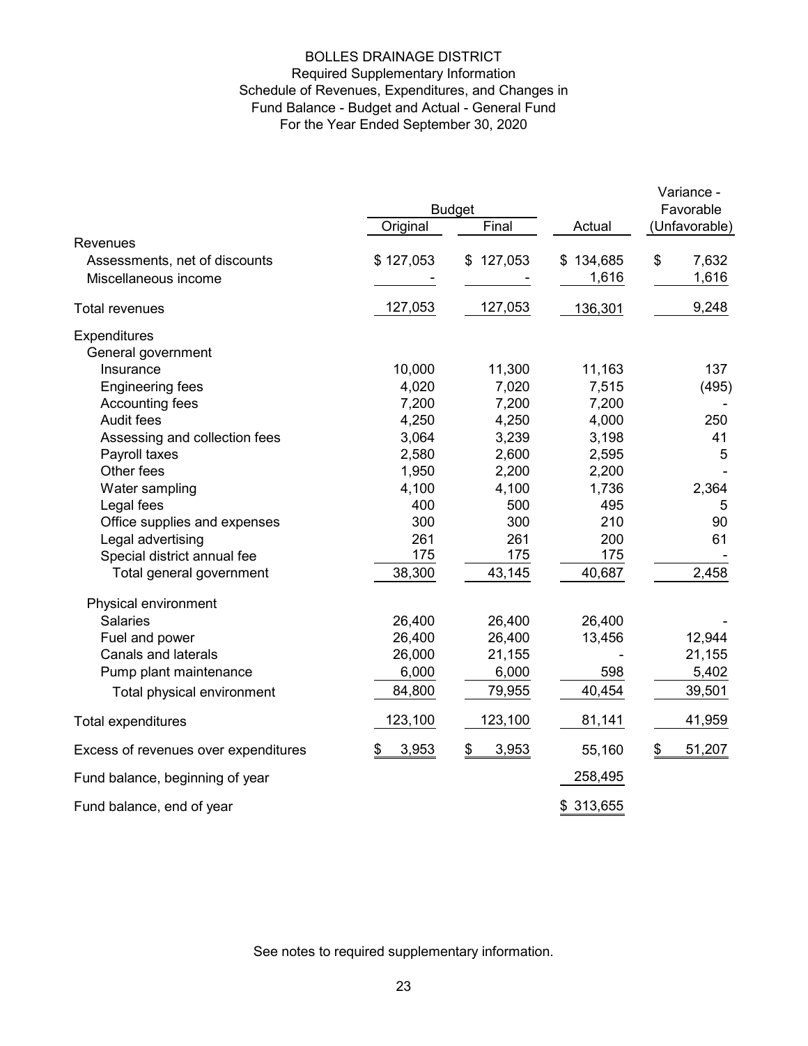# BOLLES DRAINAGE DISTRICT

## Required Supplementary Information

## Schedule of Revenues, Expenditures, and Changes in Fund Balance - Budget and Actual - General Fund

### For the Year Ended September 30, 2020

| | Budget | | | Variance - Favorable |
|---|---|---|---|---|
| | Original | Final | Actual | (Unfavorable) |
| **Revenues** | | | | |
| Assessments, net of discounts | $ 127,053 | $ 127,053 | $ 134,685 | $ 7,632 |
| Miscellaneous income | - | - | 1,616 | 1,616 |
| Total revenues | 127,053 | 127,053 | 136,301 | 9,248 |
| **Expenditures** | | | | |
| General government | | | | |
| Insurance | 10,000 | 11,300 | 11,163 | 137 |
| Engineering fees | 4,020 | 7,020 | 7,515 | (495) |
| Accounting fees | 7,200 | 7,200 | 7,200 | - |
| Audit fees | 4,250 | 4,250 | 4,000 | 250 |
| Assessing and collection fees | 3,064 | 3,239 | 3,198 | 41 |
| Payroll taxes | 2,580 | 2,600 | 2,595 | 5 |
| Other fees | 1,950 | 2,200 | 2,200 | - |
| Water sampling | 4,100 | 4,100 | 1,736 | 2,364 |
| Legal fees | 400 | 500 | 495 | 5 |
| Office supplies and expenses | 300 | 300 | 210 | 90 |
| Legal advertising | 261 | 261 | 200 | 61 |
| Special district annual fee | 175 | 175 | 175 | - |
| Total general government | 38,300 | 43,145 | 40,687 | 2,458 |
| Physical environment | | | | |
| Salaries | 26,400 | 26,400 | 26,400 | - |
| Fuel and power | 26,400 | 26,400 | 13,456 | 12,944 |
| Canals and laterals | 26,000 | 21,155 | - | 21,155 |
| Pump plant maintenance | 6,000 | 6,000 | 598 | 5,402 |
| Total physical environment | 84,800 | 79,955 | 40,454 | 39,501 |
| Total expenditures | 123,100 | 123,100 | 81,141 | 41,959 |
| Excess of revenues over expenditures | $ 3,953 | $ 3,953 | 55,160 | $ 51,207 |
| Fund balance, beginning of year | | | 258,495 | |
| Fund balance, end of year | | | $ 313,655 | |

See notes to required supplementary information.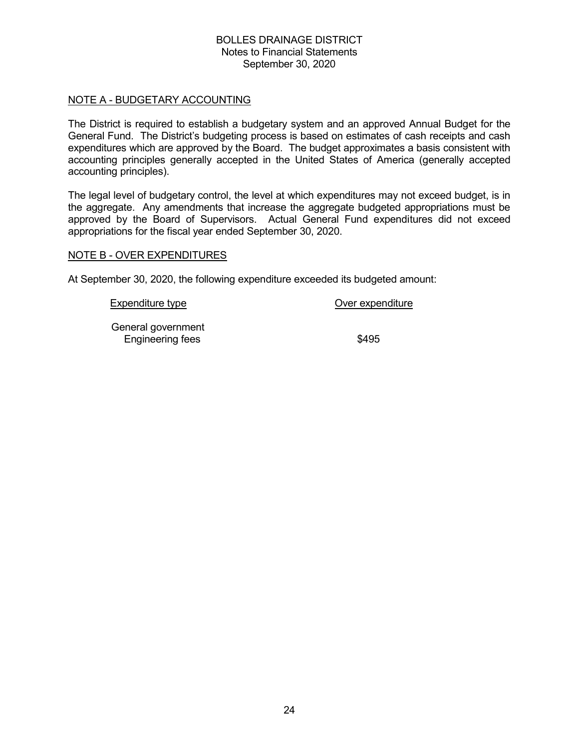# BOLLES DRAINAGE DISTRICT
## Notes to Financial Statements
### September 30, 2020

NOTE A - BUDGETARY ACCOUNTING

The District is required to establish a budgetary system and an approved Annual Budget for the General Fund. The District's budgeting process is based on estimates of cash receipts and cash expenditures which are approved by the Board. The budget approximates a basis consistent with accounting principles generally accepted in the United States of America (generally accepted accounting principles).

The legal level of budgetary control, the level at which expenditures may not exceed budget, is in the aggregate. Any amendments that increase the aggregate budgeted appropriations must be approved by the Board of Supervisors. Actual General Fund expenditures did not exceed appropriations for the fiscal year ended September 30, 2020.

NOTE B - OVER EXPENDITURES

At September 30, 2020, the following expenditure exceeded its budgeted amount:

| Expenditure type | Over expenditure |
|---|---|
| General government | |
| Engineering fees | $495 |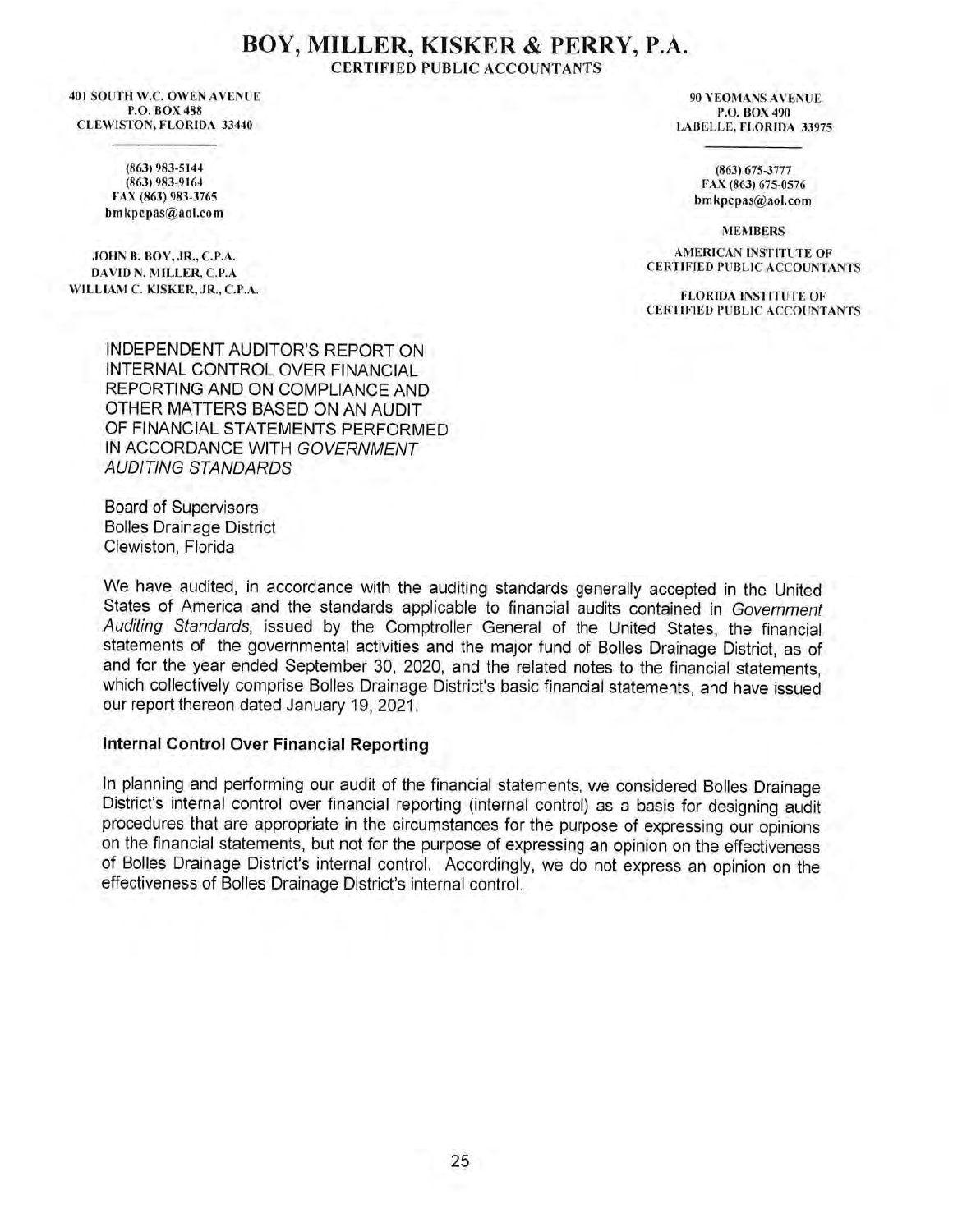# BOY, MILLER, KISKER & PERRY, P.A.

CERTIFIED PUBLIC ACCOUNTANTS

401 SOUTH W.C. OWEN AVENUE
P.O. BOX 488
CLEWISTON, FLORIDA 33440

(863) 983-5144
(863) 983-9164
FAX (863) 983-3765
bmkpcpas@aol.com

JOHN B. BOY, JR., C.P.A.
DAVID N. MILLER, C.P.A
WILLIAM C. KISKER, JR., C.P.A.

90 YEOMANS AVENUE
P.O. BOX 490
LABELLE, FLORIDA 33975

(863) 675-3777
FAX (863) 675-0576
bmkpcpas@aol.com

MEMBERS

AMERICAN INSTITUTE OF
CERTIFIED PUBLIC ACCOUNTANTS

FLORIDA INSTITUTE OF
CERTIFIED PUBLIC ACCOUNTANTS

## INDEPENDENT AUDITOR'S REPORT ON INTERNAL CONTROL OVER FINANCIAL REPORTING AND ON COMPLIANCE AND OTHER MATTERS BASED ON AN AUDIT OF FINANCIAL STATEMENTS PERFORMED IN ACCORDANCE WITH *GOVERNMENT AUDITING STANDARDS*

Board of Supervisors
Bolles Drainage District
Clewiston, Florida

We have audited, in accordance with the auditing standards generally accepted in the United States of America and the standards applicable to financial audits contained in *Government Auditing Standards*, issued by the Comptroller General of the United States, the financial statements of the governmental activities and the major fund of Bolles Drainage District, as of and for the year ended September 30, 2020, and the related notes to the financial statements, which collectively comprise Bolles Drainage District's basic financial statements, and have issued our report thereon dated January 19, 2021.

### Internal Control Over Financial Reporting

In planning and performing our audit of the financial statements, we considered Bolles Drainage District's internal control over financial reporting (internal control) as a basis for designing audit procedures that are appropriate in the circumstances for the purpose of expressing our opinions on the financial statements, but not for the purpose of expressing an opinion on the effectiveness of Bolles Drainage District's internal control. Accordingly, we do not express an opinion on the effectiveness of Bolles Drainage District's internal control.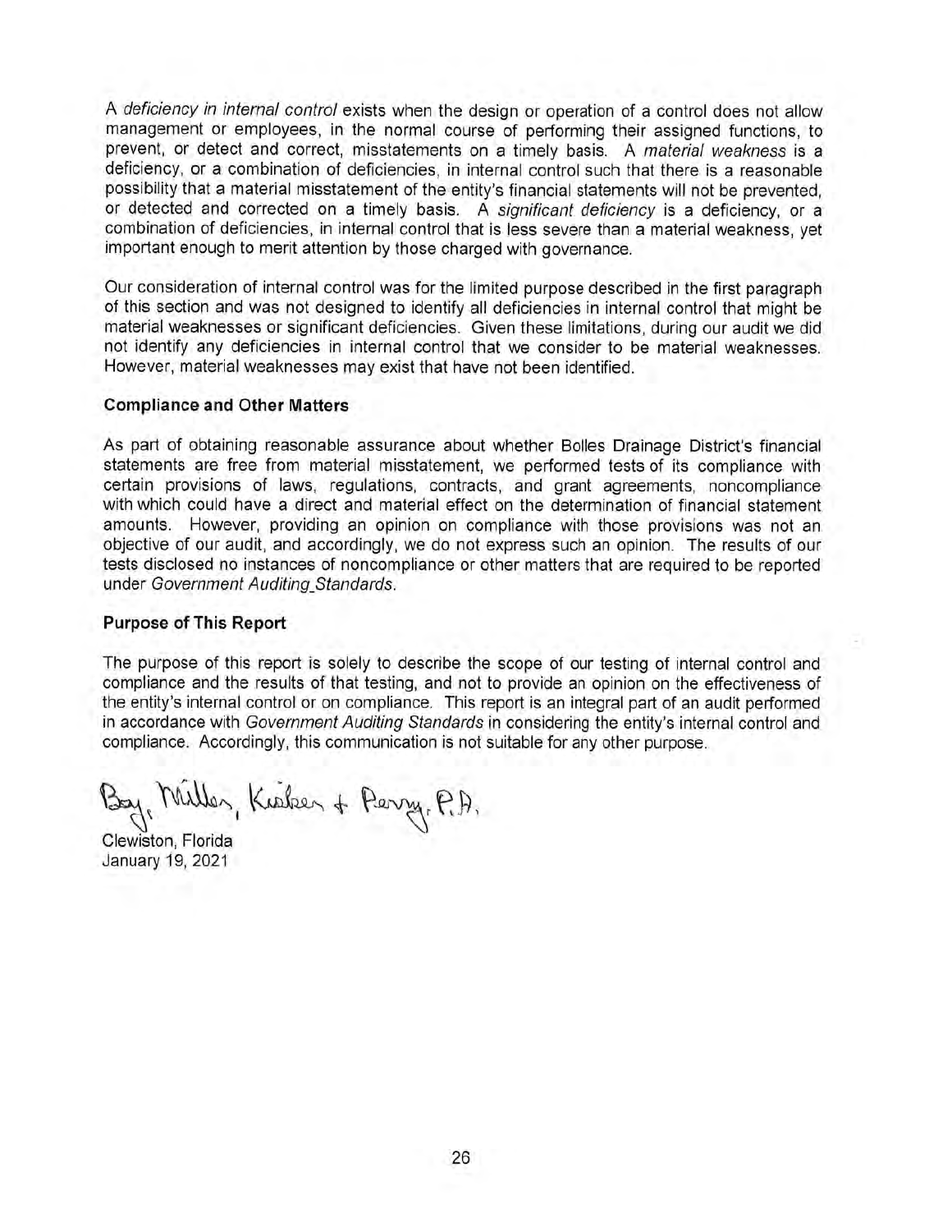A *deficiency in internal control* exists when the design or operation of a control does not allow management or employees, in the normal course of performing their assigned functions, to prevent, or detect and correct, misstatements on a timely basis. A *material weakness* is a deficiency, or a combination of deficiencies, in internal control such that there is a reasonable possibility that a material misstatement of the entity's financial statements will not be prevented, or detected and corrected on a timely basis. A *significant deficiency* is a deficiency, or a combination of deficiencies, in internal control that is less severe than a material weakness, yet important enough to merit attention by those charged with governance.

Our consideration of internal control was for the limited purpose described in the first paragraph of this section and was not designed to identify all deficiencies in internal control that might be material weaknesses or significant deficiencies. Given these limitations, during our audit we did not identify any deficiencies in internal control that we consider to be material weaknesses. However, material weaknesses may exist that have not been identified.

**Compliance and Other Matters**

As part of obtaining reasonable assurance about whether Bolles Drainage District's financial statements are free from material misstatement, we performed tests of its compliance with certain provisions of laws, regulations, contracts, and grant agreements, noncompliance with which could have a direct and material effect on the determination of financial statement amounts. However, providing an opinion on compliance with those provisions was not an objective of our audit, and accordingly, we do not express such an opinion. The results of our tests disclosed no instances of noncompliance or other matters that are required to be reported under *Government Auditing Standards*.

**Purpose of This Report**

The purpose of this report is solely to describe the scope of our testing of internal control and compliance and the results of that testing, and not to provide an opinion on the effectiveness of the entity's internal control or on compliance. This report is an integral part of an audit performed in accordance with *Government Auditing Standards* in considering the entity's internal control and compliance. Accordingly, this communication is not suitable for any other purpose.

Bay, Miller, Kasker + Perry, P.A.

Clewiston, Florida
January 19, 2021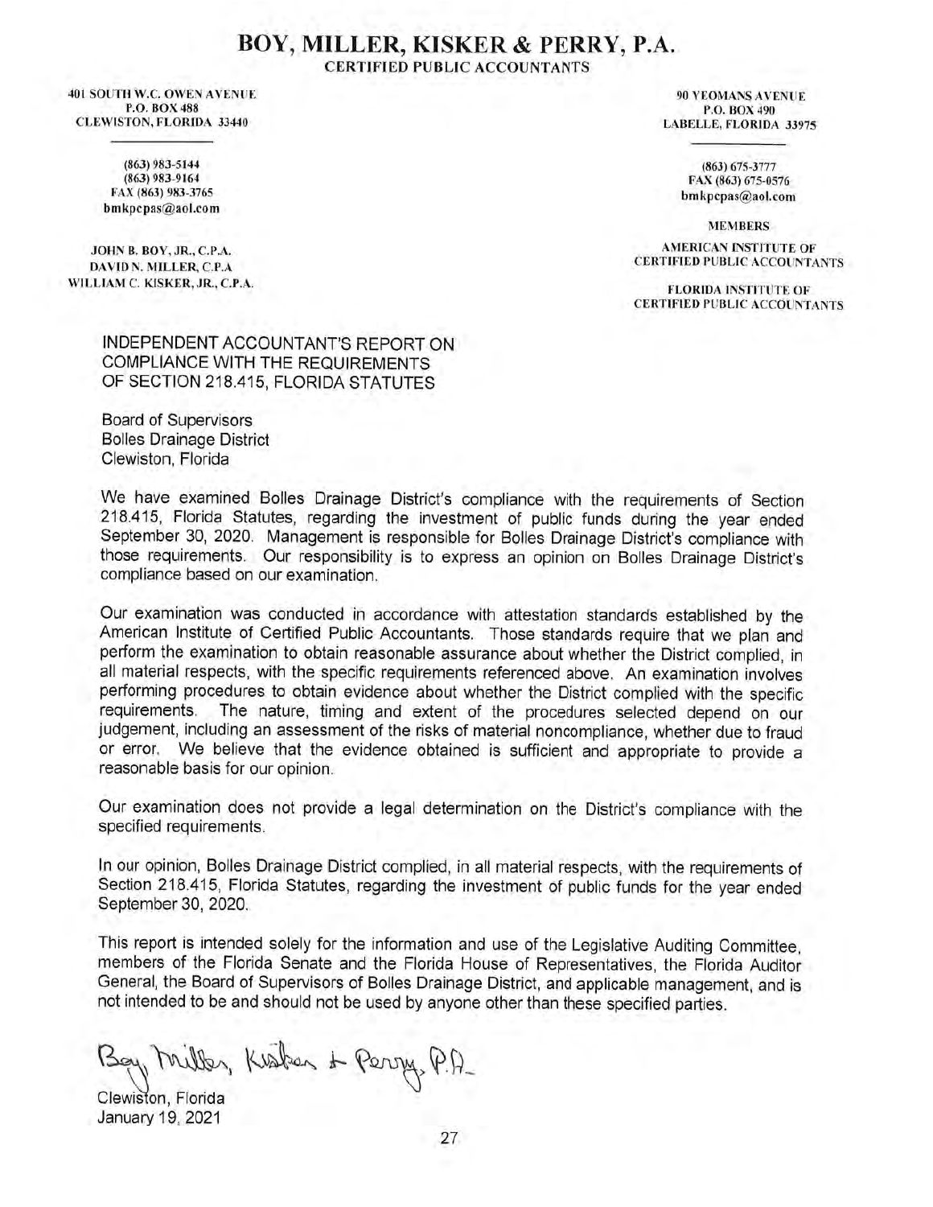# BOY, MILLER, KISKER & PERRY, P.A.

**CERTIFIED PUBLIC ACCOUNTANTS**

401 SOUTH W.C. OWEN AVENUE
P.O. BOX 488
CLEWISTON, FLORIDA 33440

(863) 983-5144
(863) 983-9164
FAX (863) 983-3765
bmkpcpas@aol.com

JOHN B. BOY, JR., C.P.A.
DAVID N. MILLER, C.P.A
WILLIAM C. KISKER, JR., C.P.A.

90 YEOMANS AVENUE
P.O. BOX 490
LABELLE, FLORIDA 33975

(863) 675-3777
FAX (863) 675-0576
bmkpcpas@aol.com

MEMBERS

AMERICAN INSTITUTE OF CERTIFIED PUBLIC ACCOUNTANTS

FLORIDA INSTITUTE OF CERTIFIED PUBLIC ACCOUNTANTS

## INDEPENDENT ACCOUNTANT'S REPORT ON COMPLIANCE WITH THE REQUIREMENTS OF SECTION 218.415, FLORIDA STATUTES

Board of Supervisors
Bolles Drainage District
Clewiston, Florida

We have examined Bolles Drainage District's compliance with the requirements of Section 218.415, Florida Statutes, regarding the investment of public funds during the year ended September 30, 2020. Management is responsible for Bolles Drainage District's compliance with those requirements. Our responsibility is to express an opinion on Bolles Drainage District's compliance based on our examination.

Our examination was conducted in accordance with attestation standards established by the American Institute of Certified Public Accountants. Those standards require that we plan and perform the examination to obtain reasonable assurance about whether the District complied, in all material respects, with the specific requirements referenced above. An examination involves performing procedures to obtain evidence about whether the District complied with the specific requirements. The nature, timing and extent of the procedures selected depend on our judgement, including an assessment of the risks of material noncompliance, whether due to fraud or error. We believe that the evidence obtained is sufficient and appropriate to provide a reasonable basis for our opinion.

Our examination does not provide a legal determination on the District's compliance with the specified requirements.

In our opinion, Bolles Drainage District complied, in all material respects, with the requirements of Section 218.415, Florida Statutes, regarding the investment of public funds for the year ended September 30, 2020.

This report is intended solely for the information and use of the Legislative Auditing Committee, members of the Florida Senate and the Florida House of Representatives, the Florida Auditor General, the Board of Supervisors of Bolles Drainage District, and applicable management, and is not intended to be and should not be used by anyone other than these specified parties.

Boy, Miller, Kisker & Perry, P.A.

Clewiston, Florida
January 19, 2021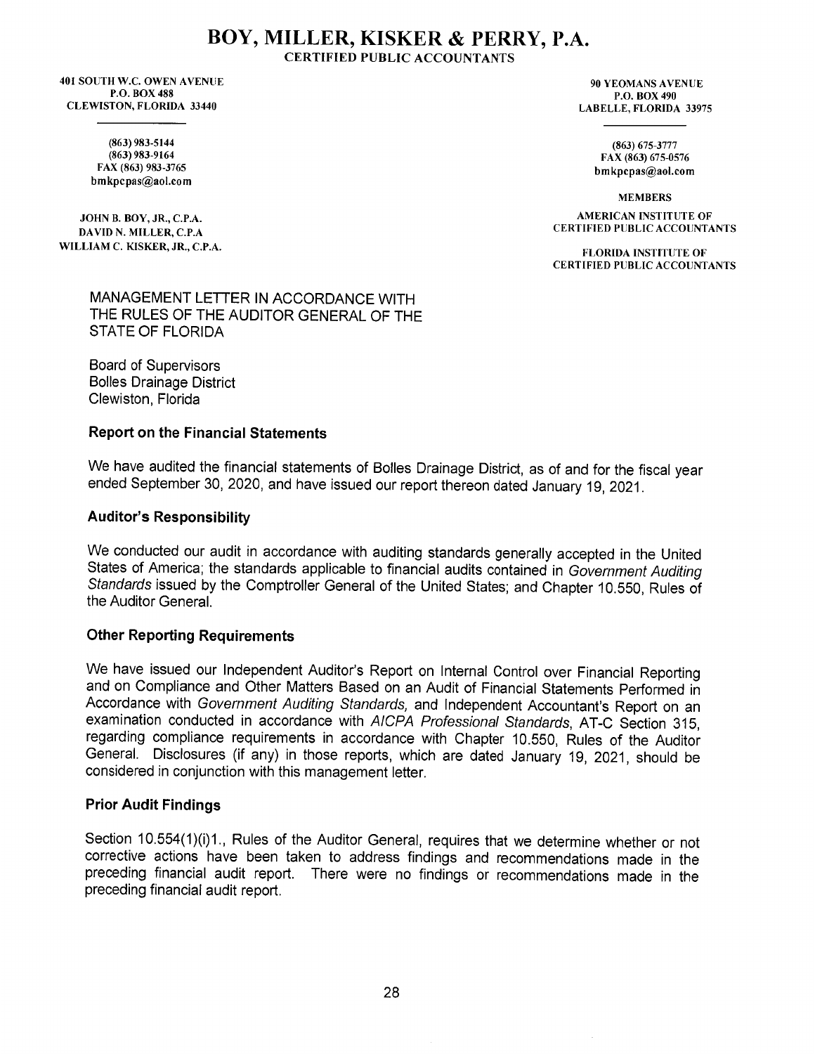# BOY, MILLER, KISKER & PERRY, P.A.

CERTIFIED PUBLIC ACCOUNTANTS

401 SOUTH W.C. OWEN AVENUE
P.O. BOX 488
CLEWISTON, FLORIDA 33440

(863) 983-5144
(863) 983-9164
FAX (863) 983-3765
bmkpcpas@aol.com

JOHN B. BOY, JR., C.P.A.
DAVID N. MILLER, C.P.A
WILLIAM C. KISKER, JR., C.P.A.

90 YEOMANS AVENUE
P.O. BOX 490
LABELLE, FLORIDA 33975

(863) 675-3777
FAX (863) 675-0576
bmkpcpas@aol.com

MEMBERS

AMERICAN INSTITUTE OF
CERTIFIED PUBLIC ACCOUNTANTS

FLORIDA INSTITUTE OF
CERTIFIED PUBLIC ACCOUNTANTS

MANAGEMENT LETTER IN ACCORDANCE WITH THE RULES OF THE AUDITOR GENERAL OF THE STATE OF FLORIDA

Board of Supervisors
Bolles Drainage District
Clewiston, Florida

**Report on the Financial Statements**

We have audited the financial statements of Bolles Drainage District, as of and for the fiscal year ended September 30, 2020, and have issued our report thereon dated January 19, 2021.

**Auditor's Responsibility**

We conducted our audit in accordance with auditing standards generally accepted in the United States of America; the standards applicable to financial audits contained in *Government Auditing Standards* issued by the Comptroller General of the United States; and Chapter 10.550, Rules of the Auditor General.

**Other Reporting Requirements**

We have issued our Independent Auditor's Report on Internal Control over Financial Reporting and on Compliance and Other Matters Based on an Audit of Financial Statements Performed in Accordance with *Government Auditing Standards,* and Independent Accountant's Report on an examination conducted in accordance with *AICPA Professional Standards*, AT-C Section 315, regarding compliance requirements in accordance with Chapter 10.550, Rules of the Auditor General. Disclosures (if any) in those reports, which are dated January 19, 2021, should be considered in conjunction with this management letter.

**Prior Audit Findings**

Section 10.554(1)(i)1., Rules of the Auditor General, requires that we determine whether or not corrective actions have been taken to address findings and recommendations made in the preceding financial audit report. There were no findings or recommendations made in the preceding financial audit report.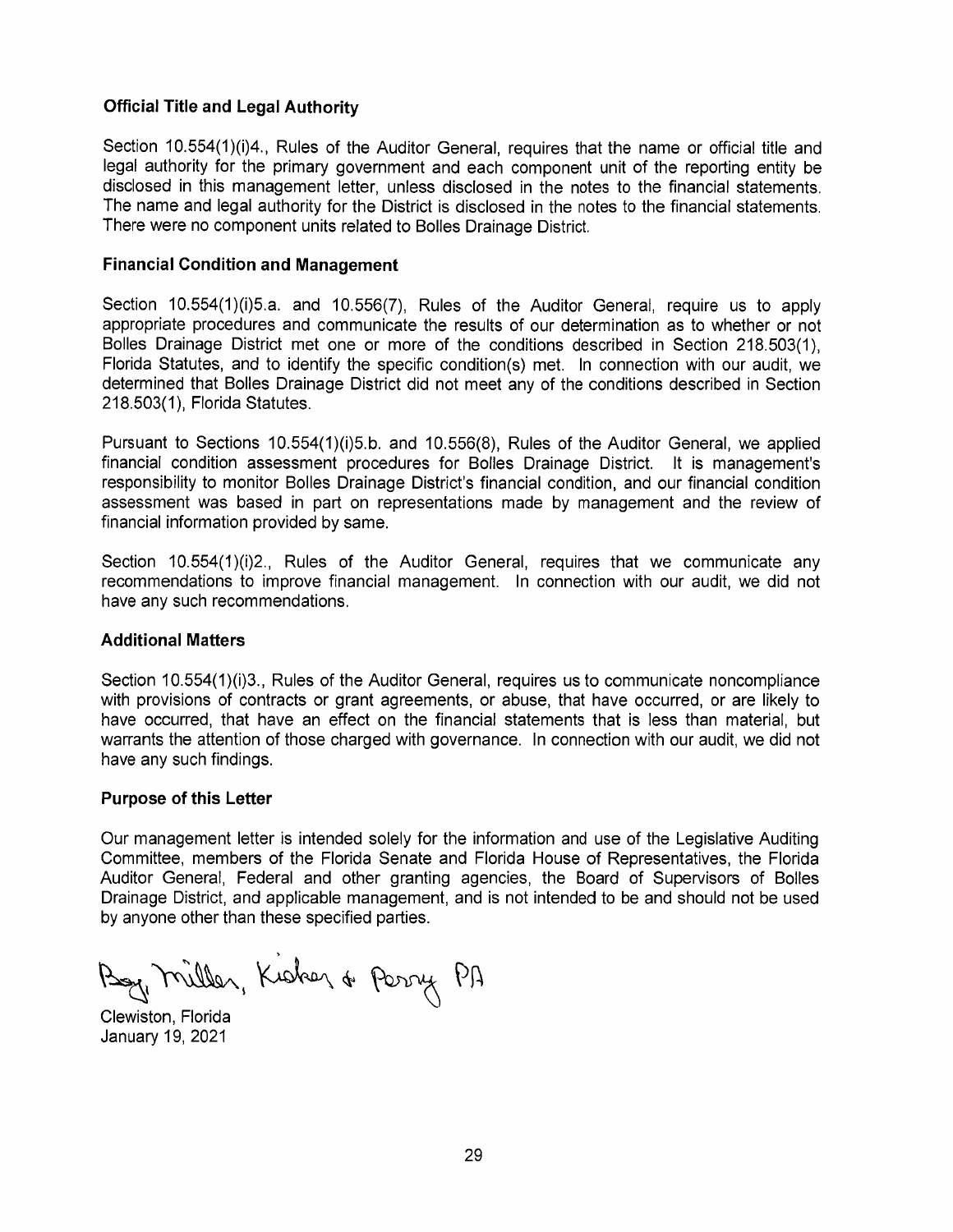**Official Title and Legal Authority**

Section 10.554(1)(i)4., Rules of the Auditor General, requires that the name or official title and legal authority for the primary government and each component unit of the reporting entity be disclosed in this management letter, unless disclosed in the notes to the financial statements. The name and legal authority for the District is disclosed in the notes to the financial statements. There were no component units related to Bolles Drainage District.

**Financial Condition and Management**

Section 10.554(1)(i)5.a. and 10.556(7), Rules of the Auditor General, require us to apply appropriate procedures and communicate the results of our determination as to whether or not Bolles Drainage District met one or more of the conditions described in Section 218.503(1), Florida Statutes, and to identify the specific condition(s) met. In connection with our audit, we determined that Bolles Drainage District did not meet any of the conditions described in Section 218.503(1), Florida Statutes.

Pursuant to Sections 10.554(1)(i)5.b. and 10.556(8), Rules of the Auditor General, we applied financial condition assessment procedures for Bolles Drainage District. It is management's responsibility to monitor Bolles Drainage District's financial condition, and our financial condition assessment was based in part on representations made by management and the review of financial information provided by same.

Section 10.554(1)(i)2., Rules of the Auditor General, requires that we communicate any recommendations to improve financial management. In connection with our audit, we did not have any such recommendations.

**Additional Matters**

Section 10.554(1)(i)3., Rules of the Auditor General, requires us to communicate noncompliance with provisions of contracts or grant agreements, or abuse, that have occurred, or are likely to have occurred, that have an effect on the financial statements that is less than material, but warrants the attention of those charged with governance. In connection with our audit, we did not have any such findings.

**Purpose of this Letter**

Our management letter is intended solely for the information and use of the Legislative Auditing Committee, members of the Florida Senate and Florida House of Representatives, the Florida Auditor General, Federal and other granting agencies, the Board of Supervisors of Bolles Drainage District, and applicable management, and is not intended to be and should not be used by anyone other than these specified parties.

Boy, Miller, Kisker & Perry PA

Clewiston, Florida
January 19, 2021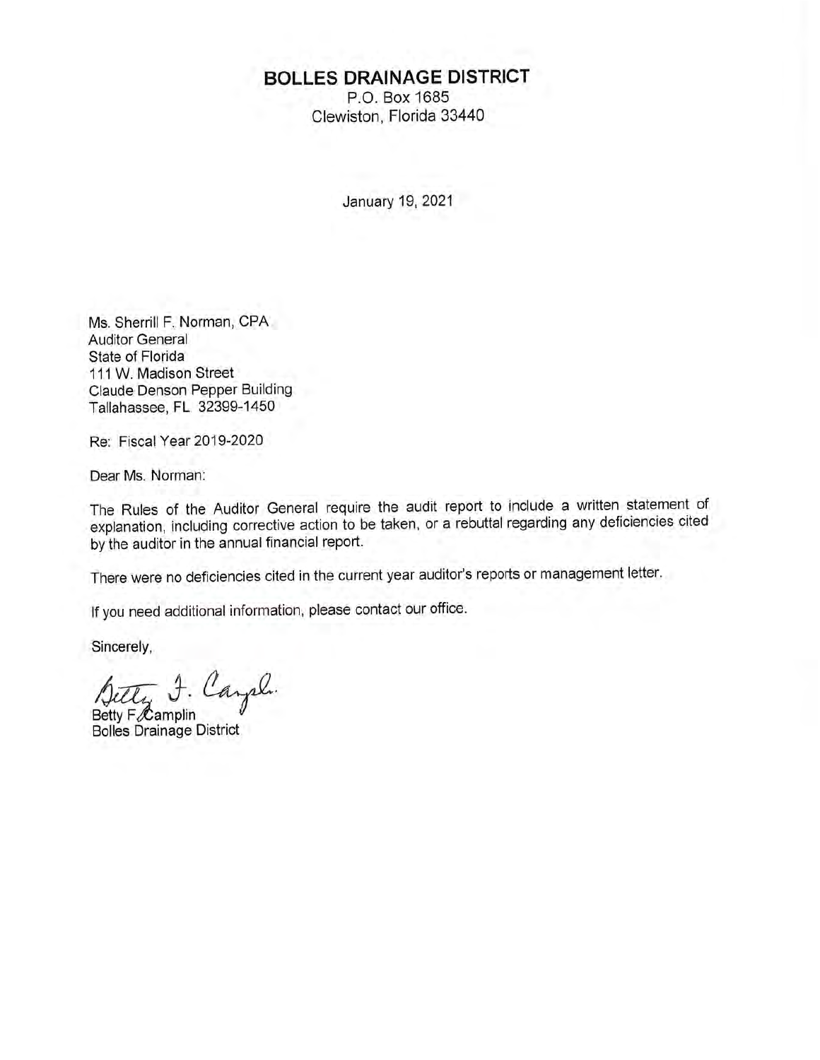# BOLLES DRAINAGE DISTRICT

P.O. Box 1685
Clewiston, Florida 33440

January 19, 2021

Ms. Sherrill F. Norman, CPA
Auditor General
State of Florida
111 W. Madison Street
Claude Denson Pepper Building
Tallahassee, FL 32399-1450

Re: Fiscal Year 2019-2020

Dear Ms. Norman:

The Rules of the Auditor General require the audit report to include a written statement of explanation, including corrective action to be taken, or a rebuttal regarding any deficiencies cited by the auditor in the annual financial report.

There were no deficiencies cited in the current year auditor's reports or management letter.

If you need additional information, please contact our office.

Sincerely,

Betty F. Camplin
Bolles Drainage District